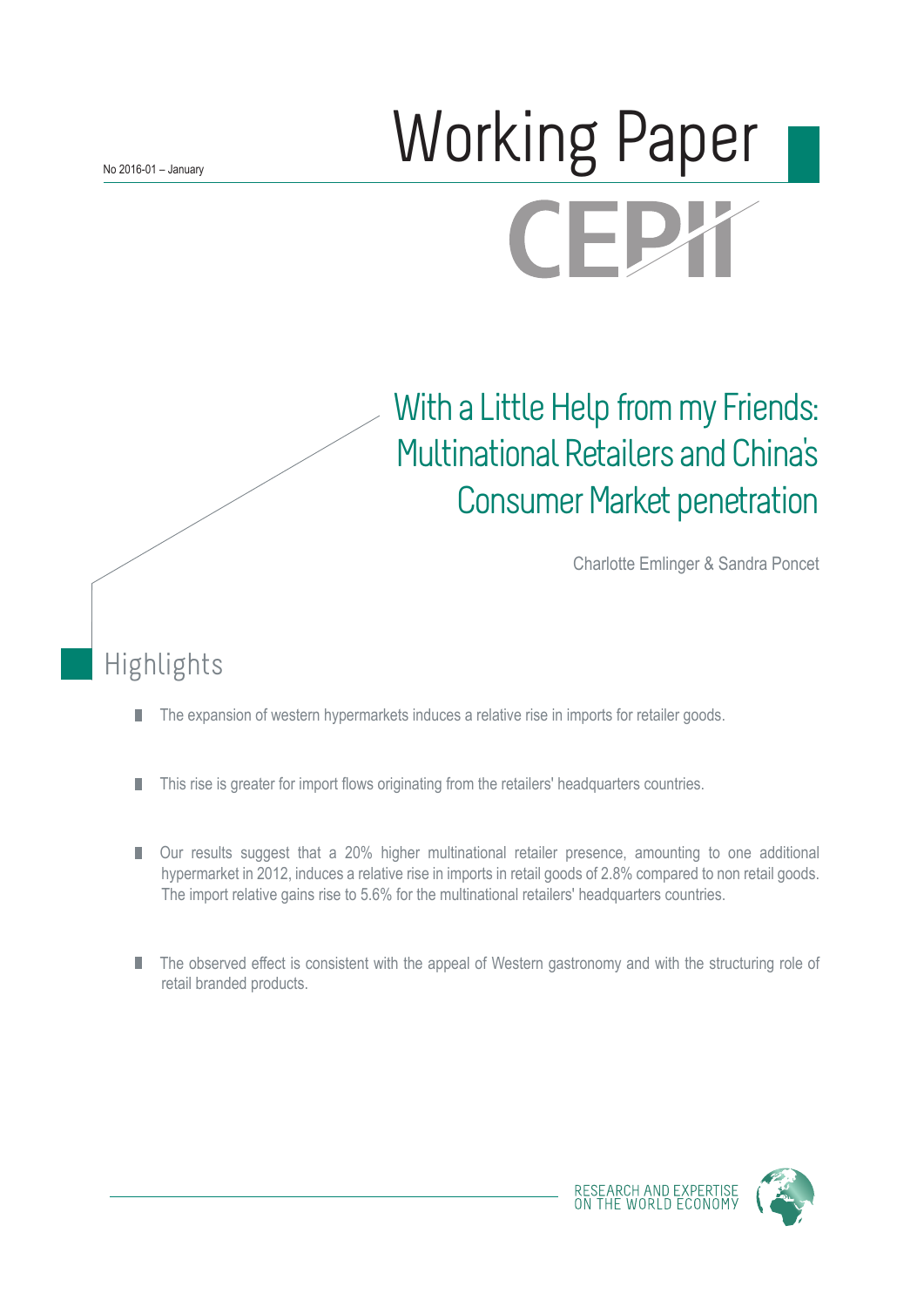No 2016-01 – January

# Working Paper

CEPII

# With a Little Help from my Friends: Multinational Retailers and China's Consumer Market penetration

Charlotte Emlinger & Sandra Poncet

## Highlights

- The expansion of western hypermarkets induces a relative rise in imports for retailer goods.
- This rise is greater for import flows originating from the retailers' headquarters countries.
- Our results suggest that a 20% higher multinational retailer presence, amounting to one additional hypermarket in 2012, induces a relative rise in imports in retail goods of 2.8% compared to non retail goods. The import relative gains rise to 5.6% for the multinational retailers' headquarters countries.
- The observed effect is consistent with the appeal of Western gastronomy and with the structuring role of retail branded products.

RESEARCH AND EXPERTISE ON THE WORLD ECONOMY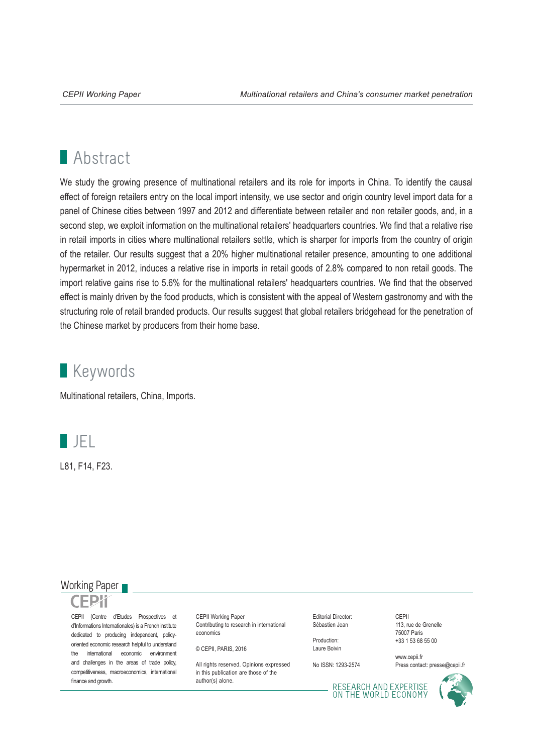## Abstract

We study the growing presence of multinational retailers and its role for imports in China. To identify the causal effect of foreign retailers entry on the local import intensity, we use sector and origin country level import data for a panel of Chinese cities between 1997 and 2012 and differentiate between retailer and non retailer goods, and, in a second step, we exploit information on the multinational retailers' headquarters countries. We find that a relative rise in retail imports in cities where multinational retailers settle, which is sharper for imports from the country of origin of the retailer. Our results suggest that a 20% higher multinational retailer presence, amounting to one additional hypermarket in 2012, induces a relative rise in imports in retail goods of 2.8% compared to non retail goods. The import relative gains rise to 5.6% for the multinational retailers' headquarters countries. We find that the observed effect is mainly driven by the food products, which is consistent with the appeal of Western gastronomy and with the structuring role of retail branded products. Our results suggest that global retailers bridgehead for the penetration of the Chinese market by producers from their home base.

## Keywords

Multinational retailers, China, Imports.

## JEL

L81, F14, F23.

Working Paper

CEPII

CEPII (Centre d'Etudes Prospectives et d'Informations Internationales) is a French institute dedicated to producing independent, policy-oriented economic research helpful to understand the international economic environment and challenges in the areas of trade policy, competitiveness, macroeconomics, international finance and growth.

CEPII Working Paper
Contributing to research in international economics

© CEPII, PARIS, 2016

All rights reserved. Opinions expressed in this publication are those of the author(s) alone.

Editorial Director:
Sébastien Jean

Production:
Laure Boivin

No ISSN: 1293-2574

CEPII
113, rue de Grenelle
75007 Paris
+33 1 53 68 55 00

www.cepii.fr
Press contact: presse@cepii.fr

RESEARCH AND EXPERTISE ON THE WORLD ECONOMY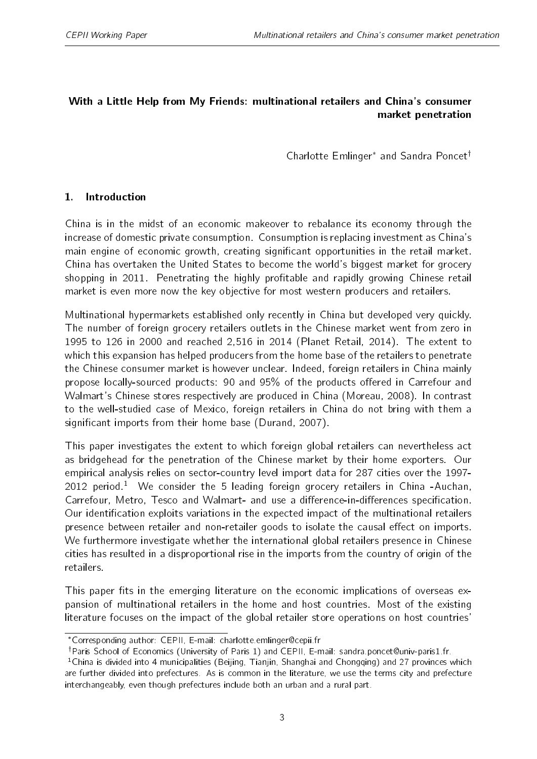**With a Little Help from My Friends: multinational retailers and China's consumer market penetration**

Charlotte Emlinger[*] and Sandra Poncet[†]

## 1. Introduction

China is in the midst of an economic makeover to rebalance its economy through the increase of domestic private consumption. Consumption is replacing investment as China's main engine of economic growth, creating significant opportunities in the retail market. China has overtaken the United States to become the world's biggest market for grocery shopping in 2011. Penetrating the highly profitable and rapidly growing Chinese retail market is even more now the key objective for most western producers and retailers.

Multinational hypermarkets established only recently in China but developed very quickly. The number of foreign grocery retailers outlets in the Chinese market went from zero in 1995 to 126 in 2000 and reached 2,516 in 2014 (Planet Retail, 2014). The extent to which this expansion has helped producers from the home base of the retailers to penetrate the Chinese consumer market is however unclear. Indeed, foreign retailers in China mainly propose locally-sourced products: 90 and 95% of the products offered in Carrefour and Walmart's Chinese stores respectively are produced in China (Moreau, 2008). In contrast to the well-studied case of Mexico, foreign retailers in China do not bring with them a significant imports from their home base (Durand, 2007).

This paper investigates the extent to which foreign global retailers can nevertheless act as bridgehead for the penetration of the Chinese market by their home exporters. Our empirical analysis relies on sector-country level import data for 287 cities over the 1997-2012 period.[1] We consider the 5 leading foreign grocery retailers in China -Auchan, Carrefour, Metro, Tesco and Walmart- and use a difference-in-differences specification. Our identification exploits variations in the expected impact of the multinational retailers presence between retailer and non-retailer goods to isolate the causal effect on imports. We furthermore investigate whether the international global retailers presence in Chinese cities has resulted in a disproportional rise in the imports from the country of origin of the retailers.

This paper fits in the emerging literature on the economic implications of overseas expansion of multinational retailers in the home and host countries. Most of the existing literature focuses on the impact of the global retailer store operations on host countries'

---

[*] Corresponding author: CEPII, E-mail: charlotte.emlinger@cepii.fr

[†] Paris School of Economics (University of Paris 1) and CEPII, E-mail: sandra.poncet@univ-paris1.fr.

[1] China is divided into 4 municipalities (Beijing, Tianjin, Shanghai and Chongqing) and 27 provinces which are further divided into prefectures. As is common in the literature, we use the terms city and prefecture interchangeably, even though prefectures include both an urban and a rural part.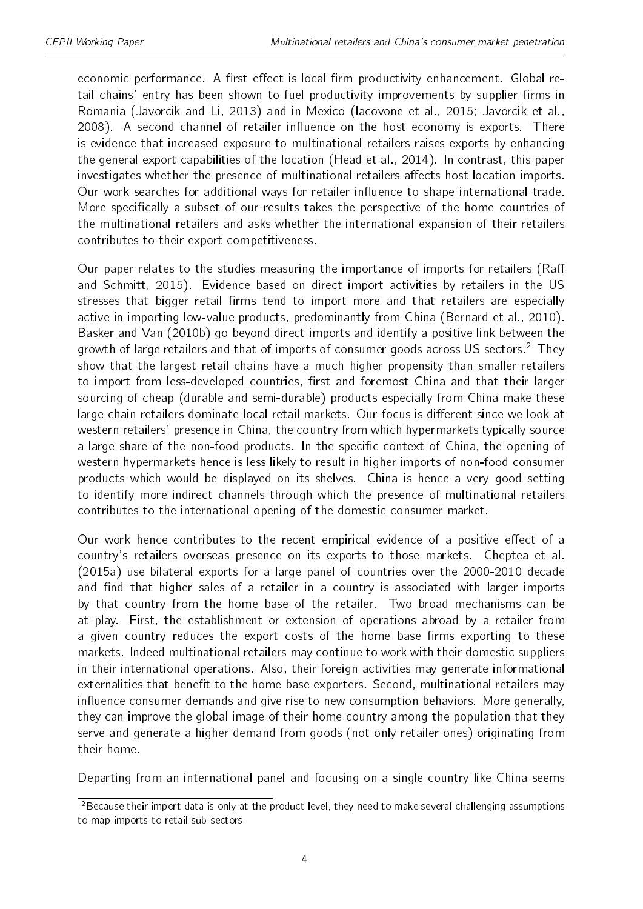economic performance. A first effect is local firm productivity enhancement. Global retail chains' entry has been shown to fuel productivity improvements by supplier firms in Romania (Javorcik and Li, 2013) and in Mexico (Iacovone et al., 2015; Javorcik et al., 2008). A second channel of retailer influence on the host economy is exports. There is evidence that increased exposure to multinational retailers raises exports by enhancing the general export capabilities of the location (Head et al., 2014). In contrast, this paper investigates whether the presence of multinational retailers affects host location imports. Our work searches for additional ways for retailer influence to shape international trade. More specifically a subset of our results takes the perspective of the home countries of the multinational retailers and asks whether the international expansion of their retailers contributes to their export competitiveness.

Our paper relates to the studies measuring the importance of imports for retailers (Raff and Schmitt, 2015). Evidence based on direct import activities by retailers in the US stresses that bigger retail firms tend to import more and that retailers are especially active in importing low-value products, predominantly from China (Bernard et al., 2010). Basker and Van (2010b) go beyond direct imports and identify a positive link between the growth of large retailers and that of imports of consumer goods across US sectors.[2] They show that the largest retail chains have a much higher propensity than smaller retailers to import from less-developed countries, first and foremost China and that their larger sourcing of cheap (durable and semi-durable) products especially from China make these large chain retailers dominate local retail markets. Our focus is different since we look at western retailers' presence in China, the country from which hypermarkets typically source a large share of the non-food products. In the specific context of China, the opening of western hypermarkets hence is less likely to result in higher imports of non-food consumer products which would be displayed on its shelves. China is hence a very good setting to identify more indirect channels through which the presence of multinational retailers contributes to the international opening of the domestic consumer market.

Our work hence contributes to the recent empirical evidence of a positive effect of a country's retailers overseas presence on its exports to those markets. Cheptea et al. (2015a) use bilateral exports for a large panel of countries over the 2000-2010 decade and find that higher sales of a retailer in a country is associated with larger imports by that country from the home base of the retailer. Two broad mechanisms can be at play. First, the establishment or extension of operations abroad by a retailer from a given country reduces the export costs of the home base firms exporting to these markets. Indeed multinational retailers may continue to work with their domestic suppliers in their international operations. Also, their foreign activities may generate informational externalities that benefit to the home base exporters. Second, multinational retailers may influence consumer demands and give rise to new consumption behaviors. More generally, they can improve the global image of their home country among the population that they serve and generate a higher demand from goods (not only retailer ones) originating from their home.

Departing from an international panel and focusing on a single country like China seems

[2] Because their import data is only at the product level, they need to make several challenging assumptions to map imports to retail sub-sectors.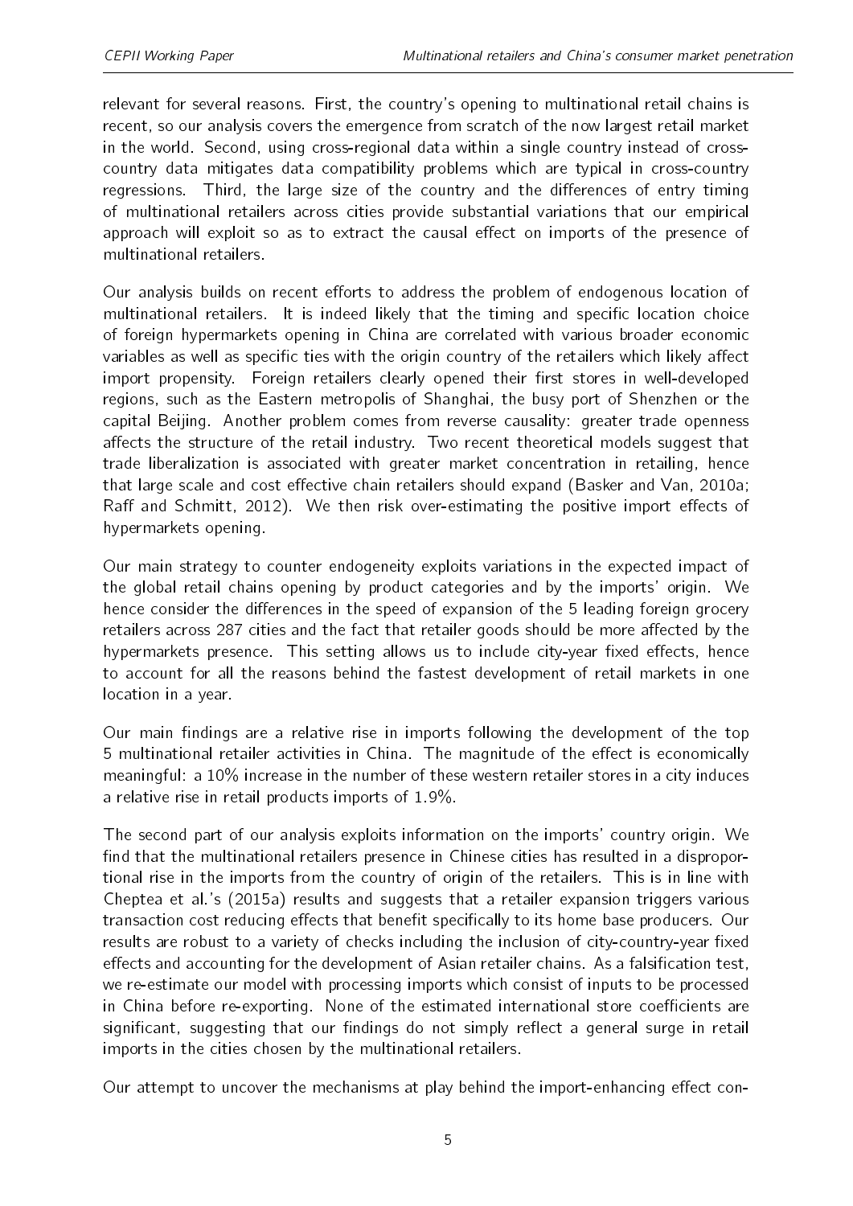relevant for several reasons. First, the country's opening to multinational retail chains is recent, so our analysis covers the emergence from scratch of the now largest retail market in the world. Second, using cross-regional data within a single country instead of cross-country data mitigates data compatibility problems which are typical in cross-country regressions. Third, the large size of the country and the differences of entry timing of multinational retailers across cities provide substantial variations that our empirical approach will exploit so as to extract the causal effect on imports of the presence of multinational retailers.

Our analysis builds on recent efforts to address the problem of endogenous location of multinational retailers. It is indeed likely that the timing and specific location choice of foreign hypermarkets opening in China are correlated with various broader economic variables as well as specific ties with the origin country of the retailers which likely affect import propensity. Foreign retailers clearly opened their first stores in well-developed regions, such as the Eastern metropolis of Shanghai, the busy port of Shenzhen or the capital Beijing. Another problem comes from reverse causality: greater trade openness affects the structure of the retail industry. Two recent theoretical models suggest that trade liberalization is associated with greater market concentration in retailing, hence that large scale and cost effective chain retailers should expand (Basker and Van, 2010a; Raff and Schmitt, 2012). We then risk over-estimating the positive import effects of hypermarkets opening.

Our main strategy to counter endogeneity exploits variations in the expected impact of the global retail chains opening by product categories and by the imports' origin. We hence consider the differences in the speed of expansion of the 5 leading foreign grocery retailers across 287 cities and the fact that retailer goods should be more affected by the hypermarkets presence. This setting allows us to include city-year fixed effects, hence to account for all the reasons behind the fastest development of retail markets in one location in a year.

Our main findings are a relative rise in imports following the development of the top 5 multinational retailer activities in China. The magnitude of the effect is economically meaningful: a 10% increase in the number of these western retailer stores in a city induces a relative rise in retail products imports of 1.9%.

The second part of our analysis exploits information on the imports' country origin. We find that the multinational retailers presence in Chinese cities has resulted in a disproportional rise in the imports from the country of origin of the retailers. This is in line with Cheptea et al.'s (2015a) results and suggests that a retailer expansion triggers various transaction cost reducing effects that benefit specifically to its home base producers. Our results are robust to a variety of checks including the inclusion of city-country-year fixed effects and accounting for the development of Asian retailer chains. As a falsification test, we re-estimate our model with processing imports which consist of inputs to be processed in China before re-exporting. None of the estimated international store coefficients are significant, suggesting that our findings do not simply reflect a general surge in retail imports in the cities chosen by the multinational retailers.

Our attempt to uncover the mechanisms at play behind the import-enhancing effect con-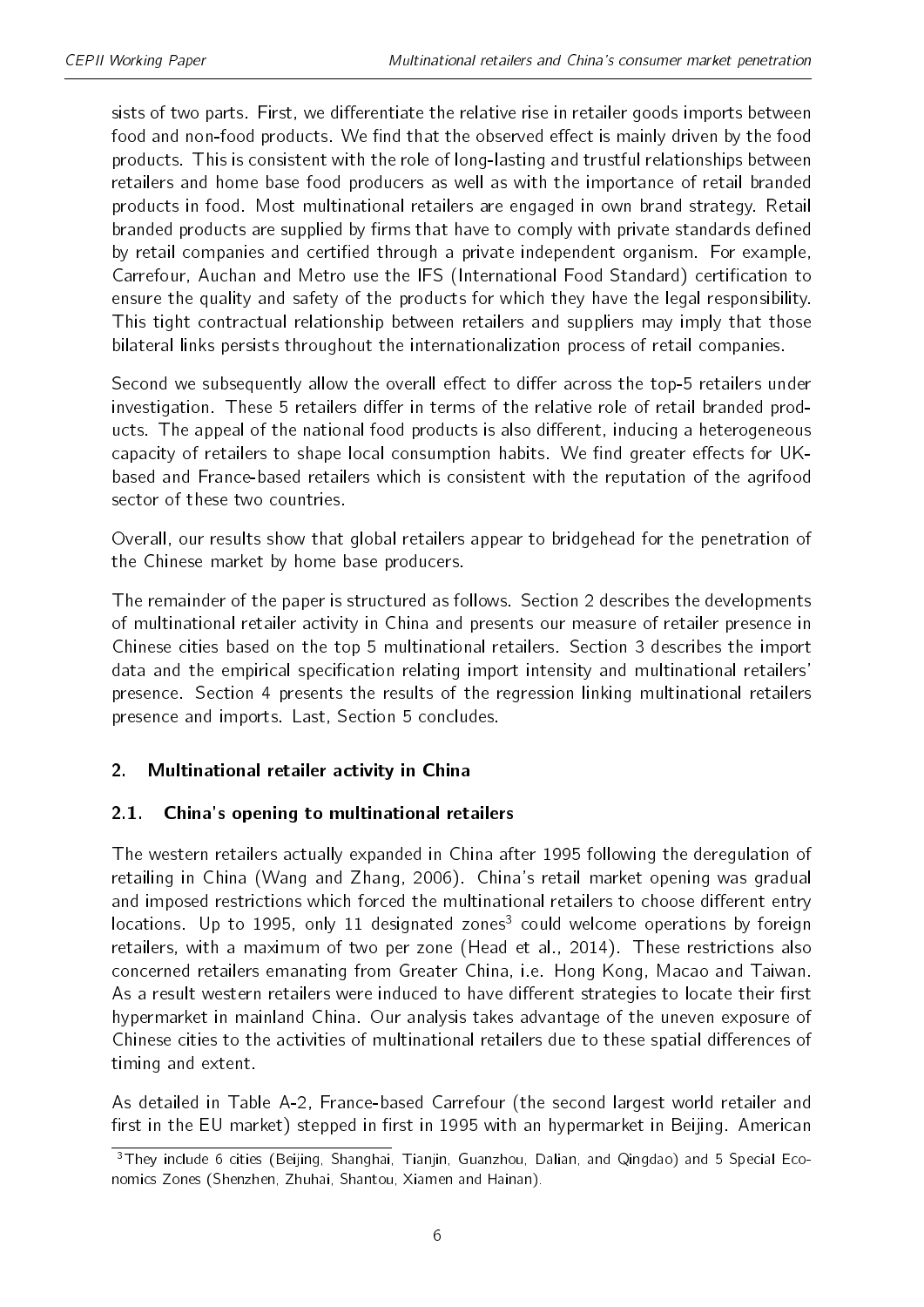sists of two parts. First, we differentiate the relative rise in retailer goods imports between food and non-food products. We find that the observed effect is mainly driven by the food products. This is consistent with the role of long-lasting and trustful relationships between retailers and home base food producers as well as with the importance of retail branded products in food. Most multinational retailers are engaged in own brand strategy. Retail branded products are supplied by firms that have to comply with private standards defined by retail companies and certified through a private independent organism. For example, Carrefour, Auchan and Metro use the IFS (International Food Standard) certification to ensure the quality and safety of the products for which they have the legal responsibility. This tight contractual relationship between retailers and suppliers may imply that those bilateral links persists throughout the internationalization process of retail companies.

Second we subsequently allow the overall effect to differ across the top-5 retailers under investigation. These 5 retailers differ in terms of the relative role of retail branded products. The appeal of the national food products is also different, inducing a heterogeneous capacity of retailers to shape local consumption habits. We find greater effects for UK-based and France-based retailers which is consistent with the reputation of the agrifood sector of these two countries.

Overall, our results show that global retailers appear to bridgehead for the penetration of the Chinese market by home base producers.

The remainder of the paper is structured as follows. Section 2 describes the developments of multinational retailer activity in China and presents our measure of retailer presence in Chinese cities based on the top 5 multinational retailers. Section 3 describes the import data and the empirical specification relating import intensity and multinational retailers' presence. Section 4 presents the results of the regression linking multinational retailers presence and imports. Last, Section 5 concludes.

## 2. Multinational retailer activity in China

### 2.1. China's opening to multinational retailers

The western retailers actually expanded in China after 1995 following the deregulation of retailing in China (Wang and Zhang, 2006). China's retail market opening was gradual and imposed restrictions which forced the multinational retailers to choose different entry locations. Up to 1995, only 11 designated zones[3] could welcome operations by foreign retailers, with a maximum of two per zone (Head et al., 2014). These restrictions also concerned retailers emanating from Greater China, i.e. Hong Kong, Macao and Taiwan. As a result western retailers were induced to have different strategies to locate their first hypermarket in mainland China. Our analysis takes advantage of the uneven exposure of Chinese cities to the activities of multinational retailers due to these spatial differences of timing and extent.

As detailed in Table A-2, France-based Carrefour (the second largest world retailer and first in the EU market) stepped in first in 1995 with an hypermarket in Beijing. American

[3] They include 6 cities (Beijing, Shanghai, Tianjin, Guanzhou, Dalian, and Qingdao) and 5 Special Economics Zones (Shenzhen, Zhuhai, Shantou, Xiamen and Hainan).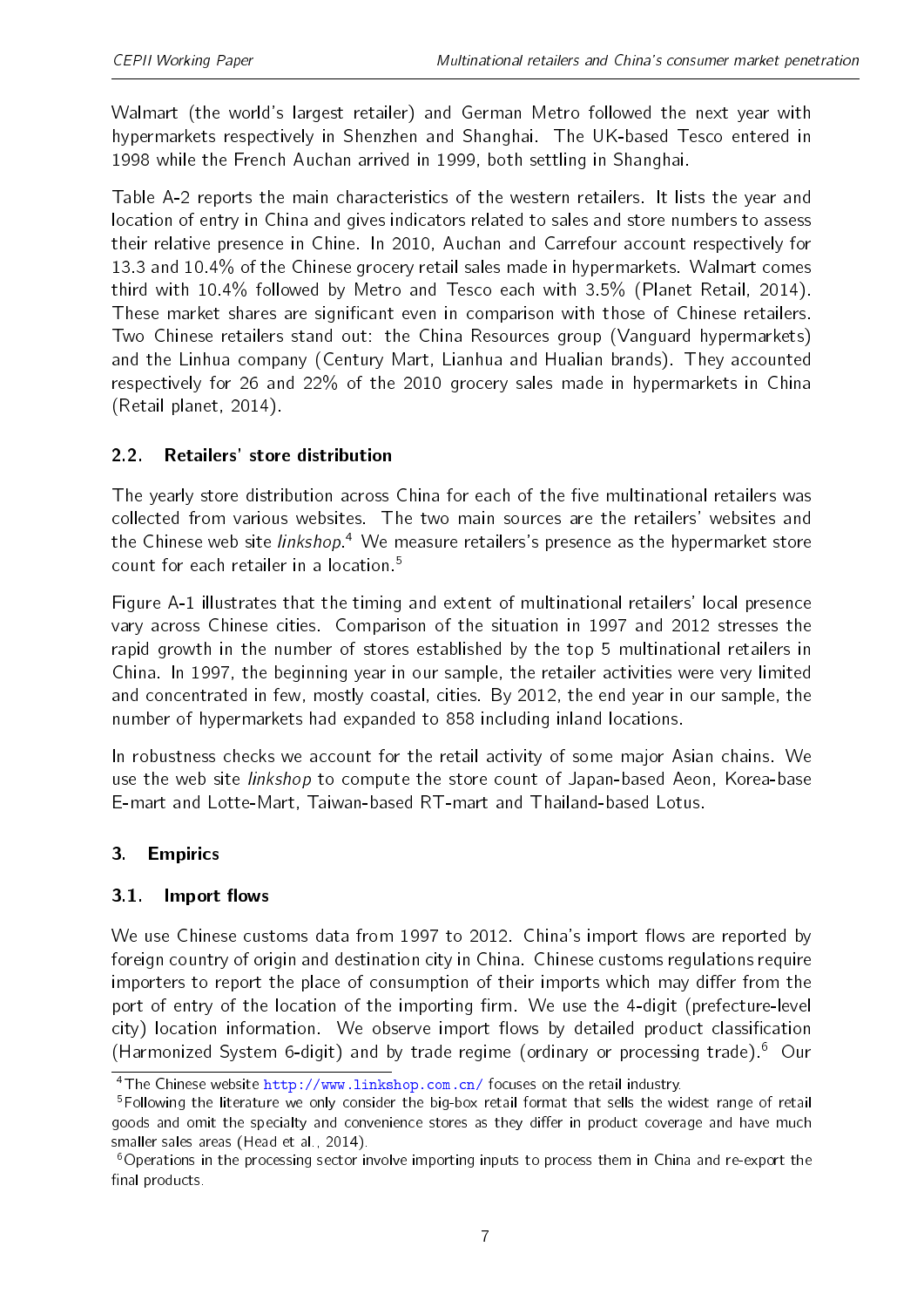Walmart (the world's largest retailer) and German Metro followed the next year with hypermarkets respectively in Shenzhen and Shanghai. The UK-based Tesco entered in 1998 while the French Auchan arrived in 1999, both settling in Shanghai.

Table A-2 reports the main characteristics of the western retailers. It lists the year and location of entry in China and gives indicators related to sales and store numbers to assess their relative presence in Chine. In 2010, Auchan and Carrefour account respectively for 13.3 and 10.4% of the Chinese grocery retail sales made in hypermarkets. Walmart comes third with 10.4% followed by Metro and Tesco each with 3.5% (Planet Retail, 2014). These market shares are significant even in comparison with those of Chinese retailers. Two Chinese retailers stand out: the China Resources group (Vanguard hypermarkets) and the Linhua company (Century Mart, Lianhua and Hualian brands). They accounted respectively for 26 and 22% of the 2010 grocery sales made in hypermarkets in China (Retail planet, 2014).

### 2.2. Retailers' store distribution

The yearly store distribution across China for each of the five multinational retailers was collected from various websites. The two main sources are the retailers' websites and the Chinese web site *linkshop*.[4] We measure retailers's presence as the hypermarket store count for each retailer in a location.[5]

Figure A-1 illustrates that the timing and extent of multinational retailers' local presence vary across Chinese cities. Comparison of the situation in 1997 and 2012 stresses the rapid growth in the number of stores established by the top 5 multinational retailers in China. In 1997, the beginning year in our sample, the retailer activities were very limited and concentrated in few, mostly coastal, cities. By 2012, the end year in our sample, the number of hypermarkets had expanded to 858 including inland locations.

In robustness checks we account for the retail activity of some major Asian chains. We use the web site *linkshop* to compute the store count of Japan-based Aeon, Korea-base E-mart and Lotte-Mart, Taiwan-based RT-mart and Thailand-based Lotus.

## 3. Empirics

### 3.1. Import flows

We use Chinese customs data from 1997 to 2012. China's import flows are reported by foreign country of origin and destination city in China. Chinese customs regulations require importers to report the place of consumption of their imports which may differ from the port of entry of the location of the importing firm. We use the 4-digit (prefecture-level city) location information. We observe import flows by detailed product classification (Harmonized System 6-digit) and by trade regime (ordinary or processing trade).[6] Our

---

[4] The Chinese website http://www.linkshop.com.cn/ focuses on the retail industry.

[5] Following the literature we only consider the big-box retail format that sells the widest range of retail goods and omit the specialty and convenience stores as they differ in product coverage and have much smaller sales areas (Head et al., 2014).

[6] Operations in the processing sector involve importing inputs to process them in China and re-export the final products.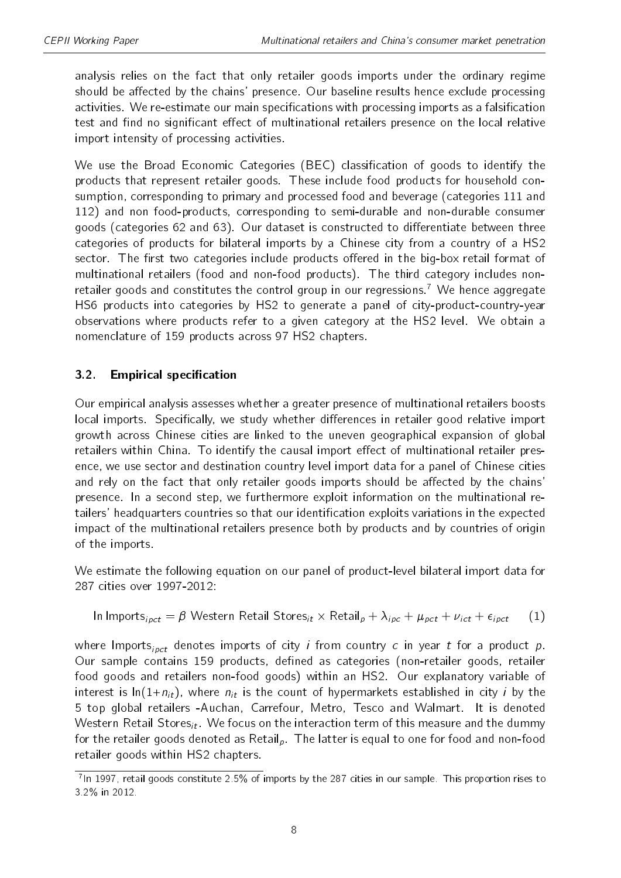analysis relies on the fact that only retailer goods imports under the ordinary regime should be affected by the chains' presence. Our baseline results hence exclude processing activities. We re-estimate our main specifications with processing imports as a falsification test and find no significant effect of multinational retailers presence on the local relative import intensity of processing activities.

We use the Broad Economic Categories (BEC) classification of goods to identify the products that represent retailer goods. These include food products for household consumption, corresponding to primary and processed food and beverage (categories 111 and 112) and non food-products, corresponding to semi-durable and non-durable consumer goods (categories 62 and 63). Our dataset is constructed to differentiate between three categories of products for bilateral imports by a Chinese city from a country of a HS2 sector. The first two categories include products offered in the big-box retail format of multinational retailers (food and non-food products). The third category includes non-retailer goods and constitutes the control group in our regressions.[7] We hence aggregate HS6 products into categories by HS2 to generate a panel of city-product-country-year observations where products refer to a given category at the HS2 level. We obtain a nomenclature of 159 products across 97 HS2 chapters.

## 3.2. Empirical specification

Our empirical analysis assesses whether a greater presence of multinational retailers boosts local imports. Specifically, we study whether differences in retailer good relative import growth across Chinese cities are linked to the uneven geographical expansion of global retailers within China. To identify the causal import effect of multinational retailer presence, we use sector and destination country level import data for a panel of Chinese cities and rely on the fact that only retailer goods imports should be affected by the chains' presence. In a second step, we furthermore exploit information on the multinational retailers' headquarters countries so that our identification exploits variations in the expected impact of the multinational retailers presence both by products and by countries of origin of the imports.

We estimate the following equation on our panel of product-level bilateral import data for 287 cities over 1997-2012:

$$\ln \text{Imports}_{ipct} = \beta \text{ Western Retail Stores}_{it} \times \text{Retail}_p + \lambda_{ipc} + \mu_{pct} + \nu_{ict} + \epsilon_{ipct} \qquad (1)$$

where $\text{Imports}_{ipct}$ denotes imports of city $i$ from country $c$ in year $t$ for a product $p$. Our sample contains 159 products, defined as categories (non-retailer goods, retailer food goods and retailers non-food goods) within an HS2. Our explanatory variable of interest is $\ln(1{+}n_{it})$, where $n_{it}$ is the count of hypermarkets established in city $i$ by the 5 top global retailers -Auchan, Carrefour, Metro, Tesco and Walmart. It is denoted $\text{Western Retail Stores}_{it}$. We focus on the interaction term of this measure and the dummy for the retailer goods denoted as $\text{Retail}_p$. The latter is equal to one for food and non-food retailer goods within HS2 chapters.

[7] In 1997, retail goods constitute 2.5% of imports by the 287 cities in our sample. This proportion rises to 3.2% in 2012.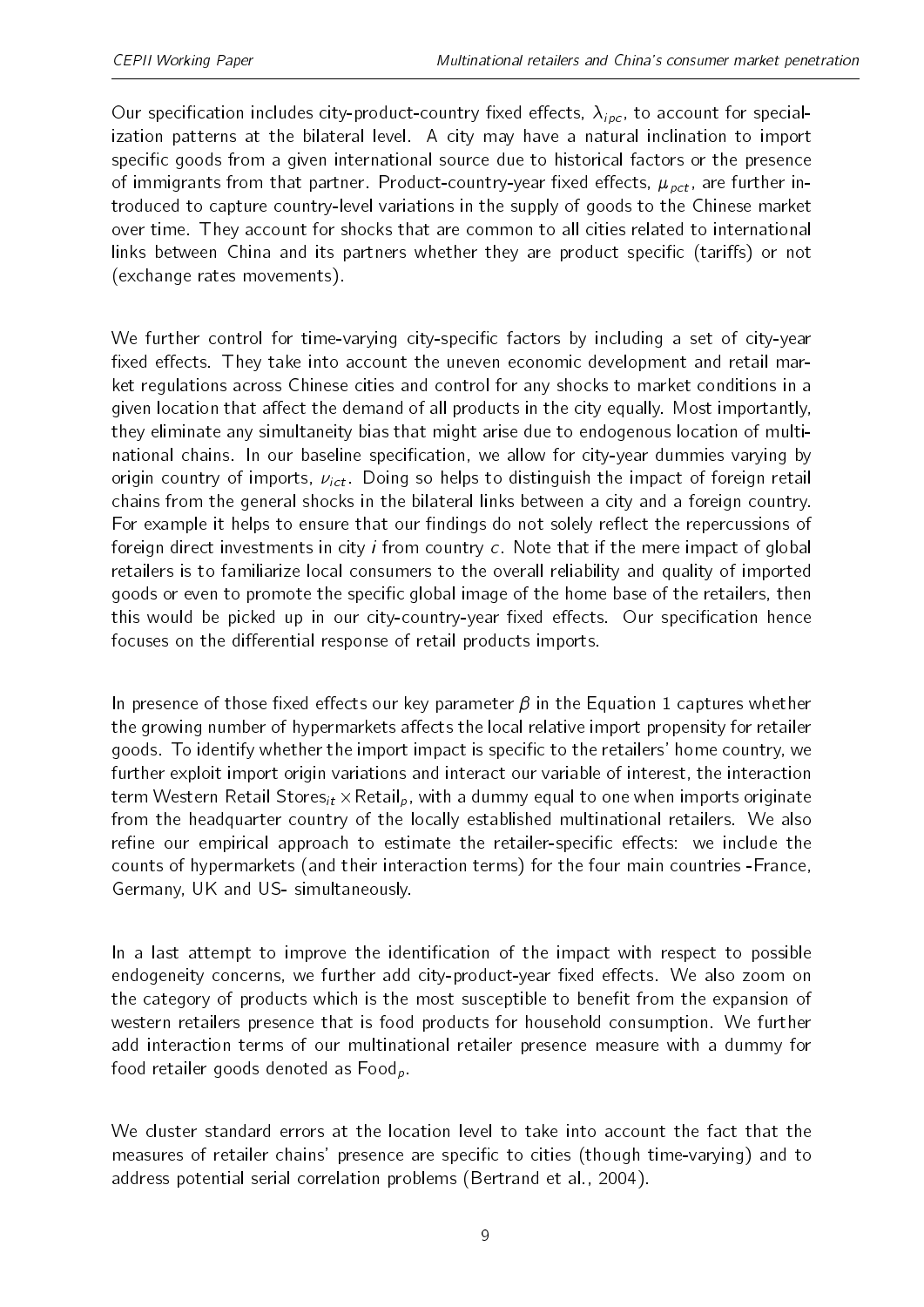Our specification includes city-product-country fixed effects, $\lambda_{ipc}$, to account for specialization patterns at the bilateral level. A city may have a natural inclination to import specific goods from a given international source due to historical factors or the presence of immigrants from that partner. Product-country-year fixed effects, $\mu_{pct}$, are further introduced to capture country-level variations in the supply of goods to the Chinese market over time. They account for shocks that are common to all cities related to international links between China and its partners whether they are product specific (tariffs) or not (exchange rates movements).

We further control for time-varying city-specific factors by including a set of city-year fixed effects. They take into account the uneven economic development and retail market regulations across Chinese cities and control for any shocks to market conditions in a given location that affect the demand of all products in the city equally. Most importantly, they eliminate any simultaneity bias that might arise due to endogenous location of multinational chains. In our baseline specification, we allow for city-year dummies varying by origin country of imports, $\nu_{ict}$. Doing so helps to distinguish the impact of foreign retail chains from the general shocks in the bilateral links between a city and a foreign country. For example it helps to ensure that our findings do not solely reflect the repercussions of foreign direct investments in city $i$ from country $c$. Note that if the mere impact of global retailers is to familiarize local consumers to the overall reliability and quality of imported goods or even to promote the specific global image of the home base of the retailers, then this would be picked up in our city-country-year fixed effects. Our specification hence focuses on the differential response of retail products imports.

In presence of those fixed effects our key parameter $\beta$ in the Equation 1 captures whether the growing number of hypermarkets affects the local relative import propensity for retailer goods. To identify whether the import impact is specific to the retailers' home country, we further exploit import origin variations and interact our variable of interest, the interaction term $\text{Western Retail Stores}_{it} \times \text{Retail}_{p}$, with a dummy equal to one when imports originate from the headquarter country of the locally established multinational retailers. We also refine our empirical approach to estimate the retailer-specific effects: we include the counts of hypermarkets (and their interaction terms) for the four main countries -France, Germany, UK and US- simultaneously.

In a last attempt to improve the identification of the impact with respect to possible endogeneity concerns, we further add city-product-year fixed effects. We also zoom on the category of products which is the most susceptible to benefit from the expansion of western retailers presence that is food products for household consumption. We further add interaction terms of our multinational retailer presence measure with a dummy for food retailer goods denoted as $\text{Food}_{p}$.

We cluster standard errors at the location level to take into account the fact that the measures of retailer chains' presence are specific to cities (though time-varying) and to address potential serial correlation problems (Bertrand et al., 2004).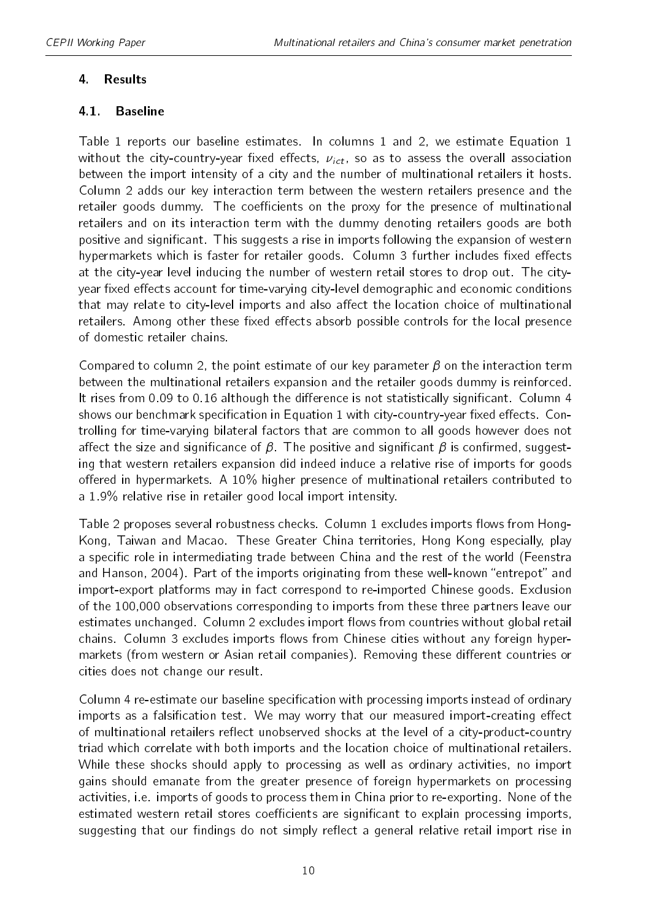## 4. Results

### 4.1. Baseline

Table 1 reports our baseline estimates. In columns 1 and 2, we estimate Equation 1 without the city-country-year fixed effects, $\nu_{ict}$, so as to assess the overall association between the import intensity of a city and the number of multinational retailers it hosts. Column 2 adds our key interaction term between the western retailers presence and the retailer goods dummy. The coefficients on the proxy for the presence of multinational retailers and on its interaction term with the dummy denoting retailers goods are both positive and significant. This suggests a rise in imports following the expansion of western hypermarkets which is faster for retailer goods. Column 3 further includes fixed effects at the city-year level inducing the number of western retail stores to drop out. The city-year fixed effects account for time-varying city-level demographic and economic conditions that may relate to city-level imports and also affect the location choice of multinational retailers. Among other these fixed effects absorb possible controls for the local presence of domestic retailer chains.

Compared to column 2, the point estimate of our key parameter $\beta$ on the interaction term between the multinational retailers expansion and the retailer goods dummy is reinforced. It rises from 0.09 to 0.16 although the difference is not statistically significant. Column 4 shows our benchmark specification in Equation 1 with city-country-year fixed effects. Controlling for time-varying bilateral factors that are common to all goods however does not affect the size and significance of $\beta$. The positive and significant $\beta$ is confirmed, suggesting that western retailers expansion did indeed induce a relative rise of imports for goods offered in hypermarkets. A 10% higher presence of multinational retailers contributed to a 1.9% relative rise in retailer good local import intensity.

Table 2 proposes several robustness checks. Column 1 excludes imports flows from Hong-Kong, Taiwan and Macao. These Greater China territories, Hong Kong especially, play a specific role in intermediating trade between China and the rest of the world (Feenstra and Hanson, 2004). Part of the imports originating from these well-known "entrepot" and import-export platforms may in fact correspond to re-imported Chinese goods. Exclusion of the 100,000 observations corresponding to imports from these three partners leave our estimates unchanged. Column 2 excludes import flows from countries without global retail chains. Column 3 excludes imports flows from Chinese cities without any foreign hypermarkets (from western or Asian retail companies). Removing these different countries or cities does not change our result.

Column 4 re-estimate our baseline specification with processing imports instead of ordinary imports as a falsification test. We may worry that our measured import-creating effect of multinational retailers reflect unobserved shocks at the level of a city-product-country triad which correlate with both imports and the location choice of multinational retailers. While these shocks should apply to processing as well as ordinary activities, no import gains should emanate from the greater presence of foreign hypermarkets on processing activities, i.e. imports of goods to process them in China prior to re-exporting. None of the estimated western retail stores coefficients are significant to explain processing imports, suggesting that our findings do not simply reflect a general relative retail import rise in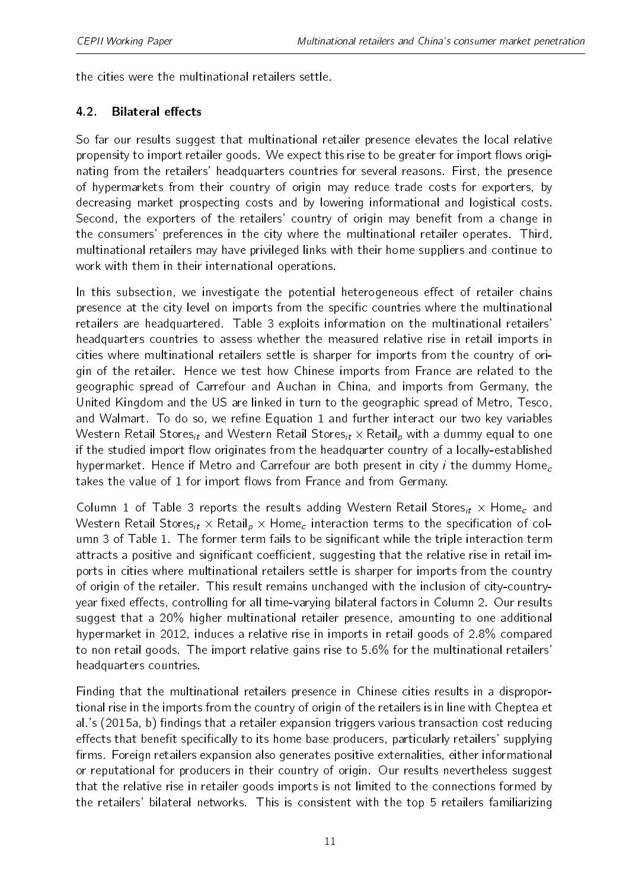the cities were the multinational retailers settle.

### 4.2. Bilateral effects

So far our results suggest that multinational retailer presence elevates the local relative propensity to import retailer goods. We expect this rise to be greater for import flows originating from the retailers' headquarters countries for several reasons. First, the presence of hypermarkets from their country of origin may reduce trade costs for exporters, by decreasing market prospecting costs and by lowering informational and logistical costs. Second, the exporters of the retailers' country of origin may benefit from a change in the consumers' preferences in the city where the multinational retailer operates. Third, multinational retailers may have privileged links with their home suppliers and continue to work with them in their international operations.

In this subsection, we investigate the potential heterogeneous effect of retailer chains presence at the city level on imports from the specific countries where the multinational retailers are headquartered. Table 3 exploits information on the multinational retailers' headquarters countries to assess whether the measured relative rise in retail imports in cities where multinational retailers settle is sharper for imports from the country of origin of the retailer. Hence we test how Chinese imports from France are related to the geographic spread of Carrefour and Auchan in China, and imports from Germany, the United Kingdom and the US are linked in turn to the geographic spread of Metro, Tesco, and Walmart. To do so, we refine Equation 1 and further interact our two key variables Western Retail $\text{Stores}_{it}$ and Western Retail $\text{Stores}_{it} \times \text{Retail}_p$ with a dummy equal to one if the studied import flow originates from the headquarter country of a locally-established hypermarket. Hence if Metro and Carrefour are both present in city $i$ the dummy $\text{Home}_c$ takes the value of 1 for import flows from France and from Germany.

Column 1 of Table 3 reports the results adding Western Retail $\text{Stores}_{it} \times \text{Home}_c$ and Western Retail $\text{Stores}_{it} \times \text{Retail}_p \times \text{Home}_c$ interaction terms to the specification of column 3 of Table 1. The former term fails to be significant while the triple interaction term attracts a positive and significant coefficient, suggesting that the relative rise in retail imports in cities where multinational retailers settle is sharper for imports from the country of origin of the retailer. This result remains unchanged with the inclusion of city-country-year fixed effects, controlling for all time-varying bilateral factors in Column 2. Our results suggest that a 20% higher multinational retailer presence, amounting to one additional hypermarket in 2012, induces a relative rise in imports in retail goods of 2.8% compared to non retail goods. The import relative gains rise to 5.6% for the multinational retailers' headquarters countries.

Finding that the multinational retailers presence in Chinese cities results in a disproportional rise in the imports from the country of origin of the retailers is in line with Cheptea et al.'s (2015a, b) findings that a retailer expansion triggers various transaction cost reducing effects that benefit specifically to its home base producers, particularly retailers' supplying firms. Foreign retailers expansion also generates positive externalities, either informational or reputational for producers in their country of origin. Our results nevertheless suggest that the relative rise in retailer goods imports is not limited to the connections formed by the retailers' bilateral networks. This is consistent with the top 5 retailers familiarizing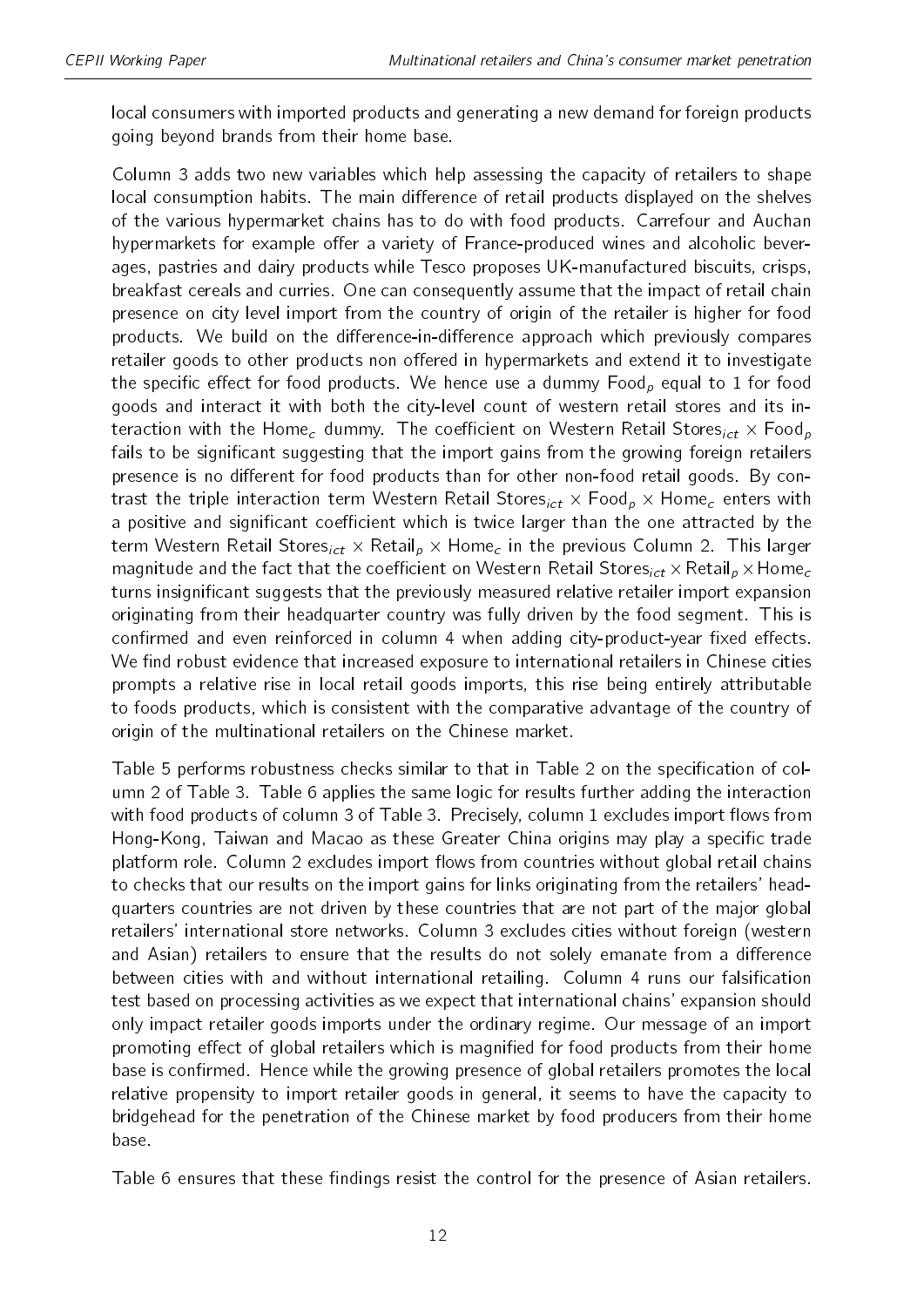local consumers with imported products and generating a new demand for foreign products going beyond brands from their home base.

Column 3 adds two new variables which help assessing the capacity of retailers to shape local consumption habits. The main difference of retail products displayed on the shelves of the various hypermarket chains has to do with food products. Carrefour and Auchan hypermarkets for example offer a variety of France-produced wines and alcoholic beverages, pastries and dairy products while Tesco proposes UK-manufactured biscuits, crisps, breakfast cereals and curries. One can consequently assume that the impact of retail chain presence on city level import from the country of origin of the retailer is higher for food products. We build on the difference-in-difference approach which previously compares retailer goods to other products non offered in hypermarkets and extend it to investigate the specific effect for food products. We hence use a dummy $\text{Food}_p$ equal to 1 for food goods and interact it with both the city-level count of western retail stores and its interaction with the $\text{Home}_c$ dummy. The coefficient on Western Retail $\text{Stores}_{ict} \times \text{Food}_p$ fails to be significant suggesting that the import gains from the growing foreign retailers presence is no different for food products than for other non-food retail goods. By contrast the triple interaction term Western Retail $\text{Stores}_{ict} \times \text{Food}_p \times \text{Home}_c$ enters with a positive and significant coefficient which is twice larger than the one attracted by the term Western Retail $\text{Stores}_{ict} \times \text{Retail}_p \times \text{Home}_c$ in the previous Column 2. This larger magnitude and the fact that the coefficient on Western Retail $\text{Stores}_{ict} \times \text{Retail}_p \times \text{Home}_c$ turns insignificant suggests that the previously measured relative retailer import expansion originating from their headquarter country was fully driven by the food segment. This is confirmed and even reinforced in column 4 when adding city-product-year fixed effects. We find robust evidence that increased exposure to international retailers in Chinese cities prompts a relative rise in local retail goods imports, this rise being entirely attributable to foods products, which is consistent with the comparative advantage of the country of origin of the multinational retailers on the Chinese market.

Table 5 performs robustness checks similar to that in Table 2 on the specification of column 2 of Table 3. Table 6 applies the same logic for results further adding the interaction with food products of column 3 of Table 3. Precisely, column 1 excludes import flows from Hong-Kong, Taiwan and Macao as these Greater China origins may play a specific trade platform role. Column 2 excludes import flows from countries without global retail chains to checks that our results on the import gains for links originating from the retailers' headquarters countries are not driven by these countries that are not part of the major global retailers' international store networks. Column 3 excludes cities without foreign (western and Asian) retailers to ensure that the results do not solely emanate from a difference between cities with and without international retailing. Column 4 runs our falsification test based on processing activities as we expect that international chains' expansion should only impact retailer goods imports under the ordinary regime. Our message of an import promoting effect of global retailers which is magnified for food products from their home base is confirmed. Hence while the growing presence of global retailers promotes the local relative propensity to import retailer goods in general, it seems to have the capacity to bridgehead for the penetration of the Chinese market by food producers from their home base.

Table 6 ensures that these findings resist the control for the presence of Asian retailers.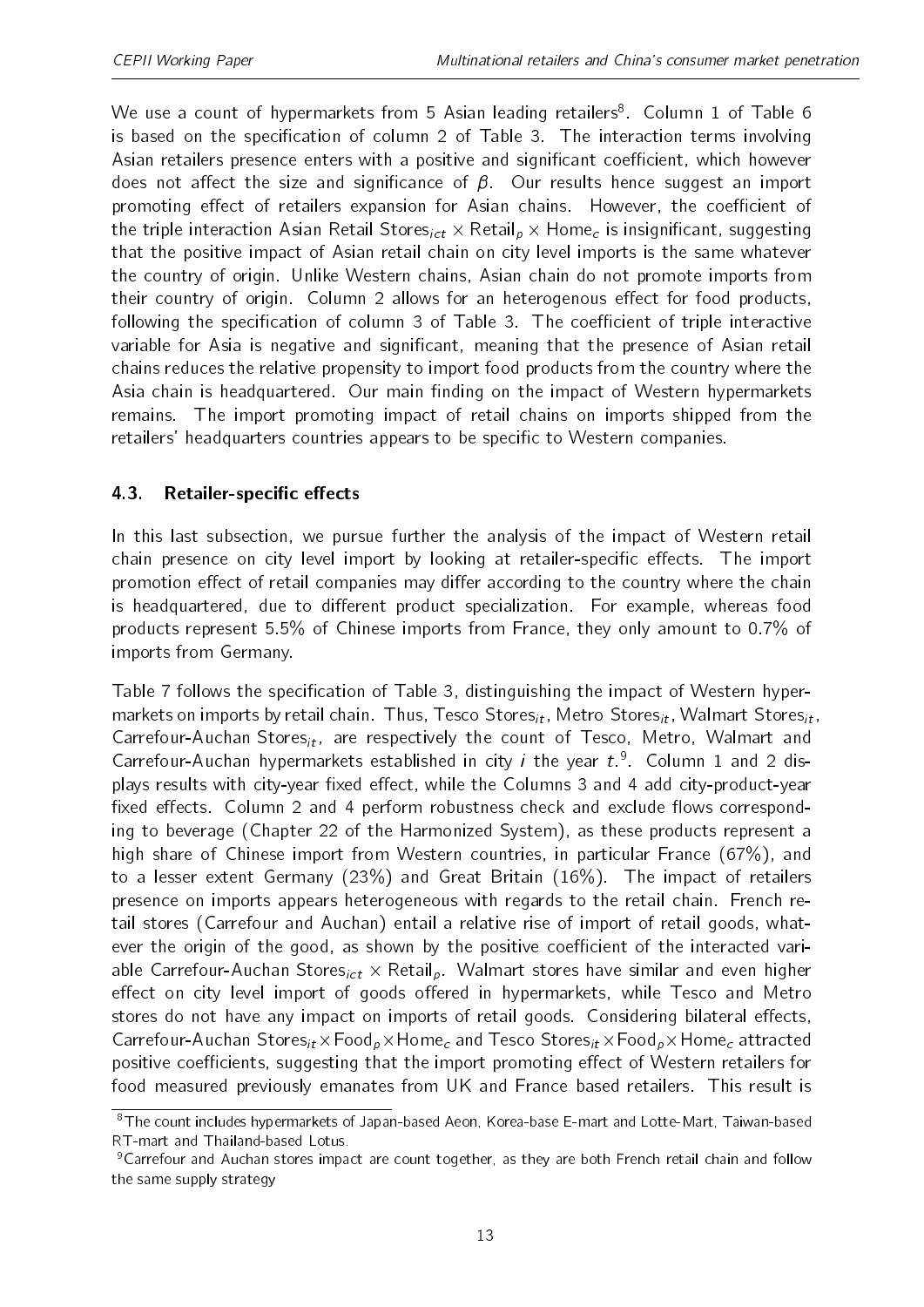We use a count of hypermarkets from 5 Asian leading retailers[8]. Column 1 of Table 6 is based on the specification of column 2 of Table 3. The interaction terms involving Asian retailers presence enters with a positive and significant coefficient, which however does not affect the size and significance of $\beta$. Our results hence suggest an import promoting effect of retailers expansion for Asian chains. However, the coefficient of the triple interaction Asian Retail $\text{Stores}_{ict} \times \text{Retail}_p \times \text{Home}_c$ is insignificant, suggesting that the positive impact of Asian retail chain on city level imports is the same whatever the country of origin. Unlike Western chains, Asian chain do not promote imports from their country of origin. Column 2 allows for an heterogenous effect for food products, following the specification of column 3 of Table 3. The coefficient of triple interactive variable for Asia is negative and significant, meaning that the presence of Asian retail chains reduces the relative propensity to import food products from the country where the Asia chain is headquartered. Our main finding on the impact of Western hypermarkets remains. The import promoting impact of retail chains on imports shipped from the retailers' headquarters countries appears to be specific to Western companies.

### 4.3. Retailer-specific effects

In this last subsection, we pursue further the analysis of the impact of Western retail chain presence on city level import by looking at retailer-specific effects. The import promotion effect of retail companies may differ according to the country where the chain is headquartered, due to different product specialization. For example, whereas food products represent 5.5% of Chinese imports from France, they only amount to 0.7% of imports from Germany.

Table 7 follows the specification of Table 3, distinguishing the impact of Western hypermarkets on imports by retail chain. Thus, Tesco $\text{Stores}_{it}$, Metro $\text{Stores}_{it}$, Walmart $\text{Stores}_{it}$, Carrefour-Auchan $\text{Stores}_{it}$, are respectively the count of Tesco, Metro, Walmart and Carrefour-Auchan hypermarkets established in city $i$ the year $t$.[9]. Column 1 and 2 displays results with city-year fixed effect, while the Columns 3 and 4 add city-product-year fixed effects. Column 2 and 4 perform robustness check and exclude flows corresponding to beverage (Chapter 22 of the Harmonized System), as these products represent a high share of Chinese import from Western countries, in particular France (67%), and to a lesser extent Germany (23%) and Great Britain (16%). The impact of retailers presence on imports appears heterogeneous with regards to the retail chain. French retail stores (Carrefour and Auchan) entail a relative rise of import of retail goods, whatever the origin of the good, as shown by the positive coefficient of the interacted variable Carrefour-Auchan $\text{Stores}_{ict} \times \text{Retail}_p$. Walmart stores have similar and even higher effect on city level import of goods offered in hypermarkets, while Tesco and Metro stores do not have any impact on imports of retail goods. Considering bilateral effects, Carrefour-Auchan $\text{Stores}_{it} \times \text{Food}_p \times \text{Home}_c$ and Tesco $\text{Stores}_{it} \times \text{Food}_p \times \text{Home}_c$ attracted positive coefficients, suggesting that the import promoting effect of Western retailers for food measured previously emanates from UK and France based retailers. This result is

[8] The count includes hypermarkets of Japan-based Aeon, Korea-base E-mart and Lotte-Mart, Taiwan-based RT-mart and Thailand-based Lotus.

[9] Carrefour and Auchan stores impact are count together, as they are both French retail chain and follow the same supply strategy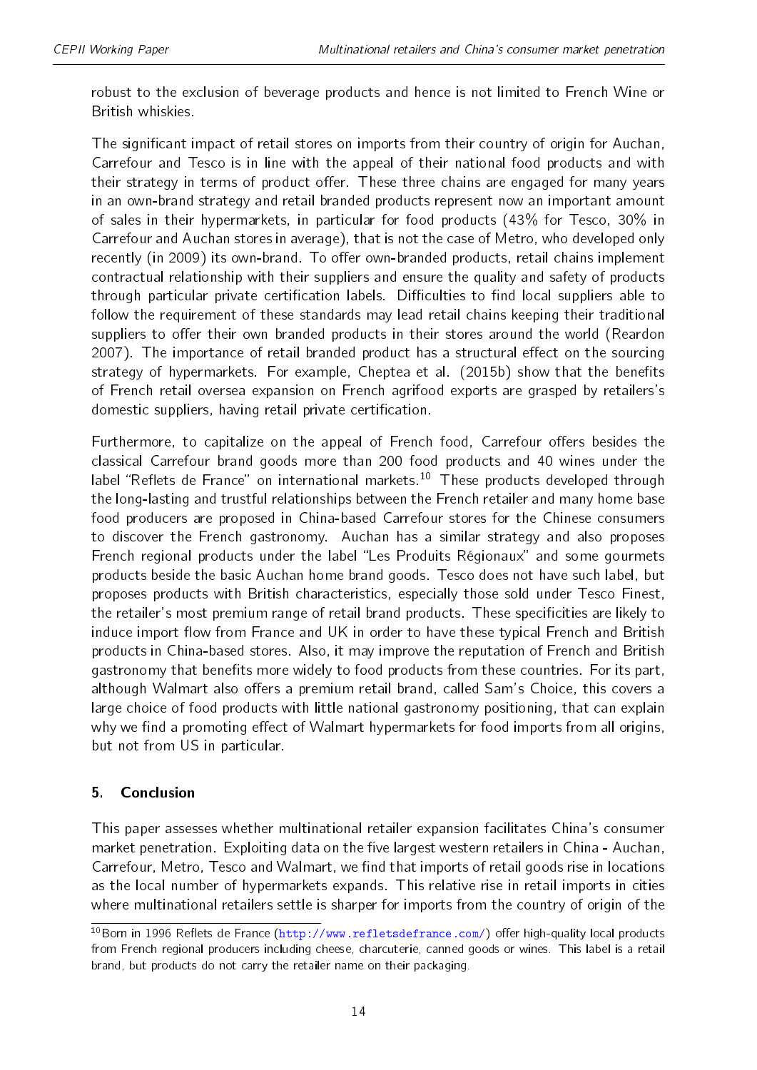robust to the exclusion of beverage products and hence is not limited to French Wine or British whiskies.

The significant impact of retail stores on imports from their country of origin for Auchan, Carrefour and Tesco is in line with the appeal of their national food products and with their strategy in terms of product offer. These three chains are engaged for many years in an own-brand strategy and retail branded products represent now an important amount of sales in their hypermarkets, in particular for food products (43% for Tesco, 30% in Carrefour and Auchan stores in average), that is not the case of Metro, who developed only recently (in 2009) its own-brand. To offer own-branded products, retail chains implement contractual relationship with their suppliers and ensure the quality and safety of products through particular private certification labels. Difficulties to find local suppliers able to follow the requirement of these standards may lead retail chains keeping their traditional suppliers to offer their own branded products in their stores around the world (Reardon 2007). The importance of retail branded product has a structural effect on the sourcing strategy of hypermarkets. For example, Cheptea et al. (2015b) show that the benefits of French retail oversea expansion on French agrifood exports are grasped by retailers's domestic suppliers, having retail private certification.

Furthermore, to capitalize on the appeal of French food, Carrefour offers besides the classical Carrefour brand goods more than 200 food products and 40 wines under the label "Reflets de France" on international markets.[10] These products developed through the long-lasting and trustful relationships between the French retailer and many home base food producers are proposed in China-based Carrefour stores for the Chinese consumers to discover the French gastronomy. Auchan has a similar strategy and also proposes French regional products under the label "Les Produits Régionaux" and some gourmets products beside the basic Auchan home brand goods. Tesco does not have such label, but proposes products with British characteristics, especially those sold under Tesco Finest, the retailer's most premium range of retail brand products. These specificities are likely to induce import flow from France and UK in order to have these typical French and British products in China-based stores. Also, it may improve the reputation of French and British gastronomy that benefits more widely to food products from these countries. For its part, although Walmart also offers a premium retail brand, called Sam's Choice, this covers a large choice of food products with little national gastronomy positioning, that can explain why we find a promoting effect of Walmart hypermarkets for food imports from all origins, but not from US in particular.

## 5. Conclusion

This paper assesses whether multinational retailer expansion facilitates China's consumer market penetration. Exploiting data on the five largest western retailers in China - Auchan, Carrefour, Metro, Tesco and Walmart, we find that imports of retail goods rise in locations as the local number of hypermarkets expands. This relative rise in retail imports in cities where multinational retailers settle is sharper for imports from the country of origin of the

[10] Born in 1996 Reflets de France (http://www.refletsdefrance.com/) offer high-quality local products from French regional producers including cheese, charcuterie, canned goods or wines. This label is a retail brand, but products do not carry the retailer name on their packaging.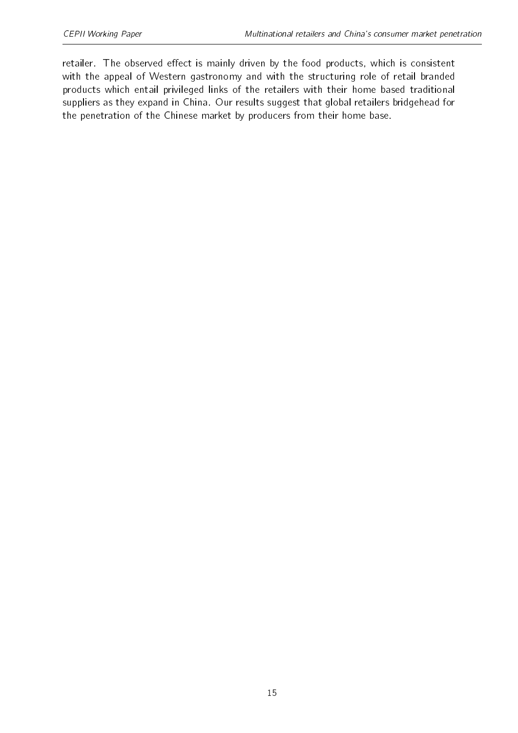retailer. The observed effect is mainly driven by the food products, which is consistent with the appeal of Western gastronomy and with the structuring role of retail branded products which entail privileged links of the retailers with their home based traditional suppliers as they expand in China. Our results suggest that global retailers bridgehead for the penetration of the Chinese market by producers from their home base.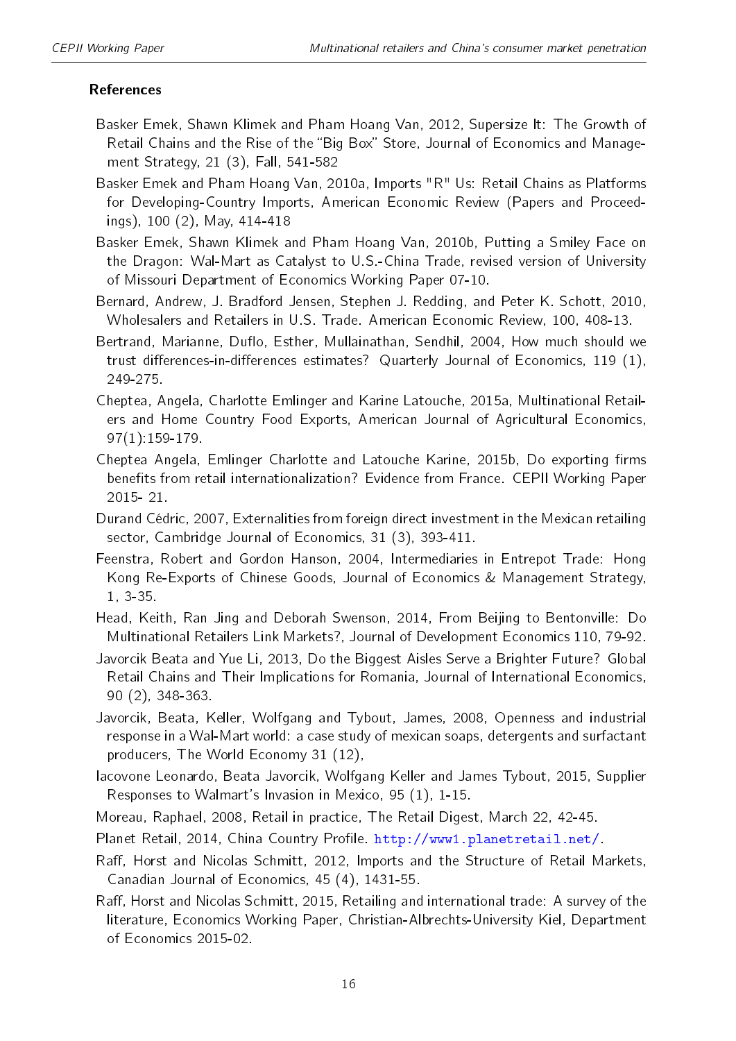### References

Basker Emek, Shawn Klimek and Pham Hoang Van, 2012, Supersize It: The Growth of Retail Chains and the Rise of the "Big Box" Store, Journal of Economics and Management Strategy, 21 (3), Fall, 541-582

Basker Emek and Pham Hoang Van, 2010a, Imports "R" Us: Retail Chains as Platforms for Developing-Country Imports, American Economic Review (Papers and Proceedings), 100 (2), May, 414-418

Basker Emek, Shawn Klimek and Pham Hoang Van, 2010b, Putting a Smiley Face on the Dragon: Wal-Mart as Catalyst to U.S.-China Trade, revised version of University of Missouri Department of Economics Working Paper 07-10.

Bernard, Andrew, J. Bradford Jensen, Stephen J. Redding, and Peter K. Schott, 2010, Wholesalers and Retailers in U.S. Trade. American Economic Review, 100, 408-13.

Bertrand, Marianne, Duflo, Esther, Mullainathan, Sendhil, 2004, How much should we trust differences-in-differences estimates? Quarterly Journal of Economics, 119 (1), 249-275.

Cheptea, Angela, Charlotte Emlinger and Karine Latouche, 2015a, Multinational Retailers and Home Country Food Exports, American Journal of Agricultural Economics, 97(1):159-179.

Cheptea Angela, Emlinger Charlotte and Latouche Karine, 2015b, Do exporting firms benefits from retail internationalization? Evidence from France. CEPII Working Paper 2015- 21.

Durand Cédric, 2007, Externalities from foreign direct investment in the Mexican retailing sector, Cambridge Journal of Economics, 31 (3), 393-411.

Feenstra, Robert and Gordon Hanson, 2004, Intermediaries in Entrepot Trade: Hong Kong Re-Exports of Chinese Goods, Journal of Economics & Management Strategy, 1, 3-35.

Head, Keith, Ran Jing and Deborah Swenson, 2014, From Beijing to Bentonville: Do Multinational Retailers Link Markets?, Journal of Development Economics 110, 79-92.

Javorcik Beata and Yue Li, 2013, Do the Biggest Aisles Serve a Brighter Future? Global Retail Chains and Their Implications for Romania, Journal of International Economics, 90 (2), 348-363.

Javorcik, Beata, Keller, Wolfgang and Tybout, James, 2008, Openness and industrial response in a Wal-Mart world: a case study of mexican soaps, detergents and surfactant producers, The World Economy 31 (12),

Iacovone Leonardo, Beata Javorcik, Wolfgang Keller and James Tybout, 2015, Supplier Responses to Walmart's Invasion in Mexico, 95 (1), 1-15.

Moreau, Raphael, 2008, Retail in practice, The Retail Digest, March 22, 42-45.

Planet Retail, 2014, China Country Profile. http://www1.planetretail.net/.

Raff, Horst and Nicolas Schmitt, 2012, Imports and the Structure of Retail Markets, Canadian Journal of Economics, 45 (4), 1431-55.

Raff, Horst and Nicolas Schmitt, 2015, Retailing and international trade: A survey of the literature, Economics Working Paper, Christian-Albrechts-University Kiel, Department of Economics 2015-02.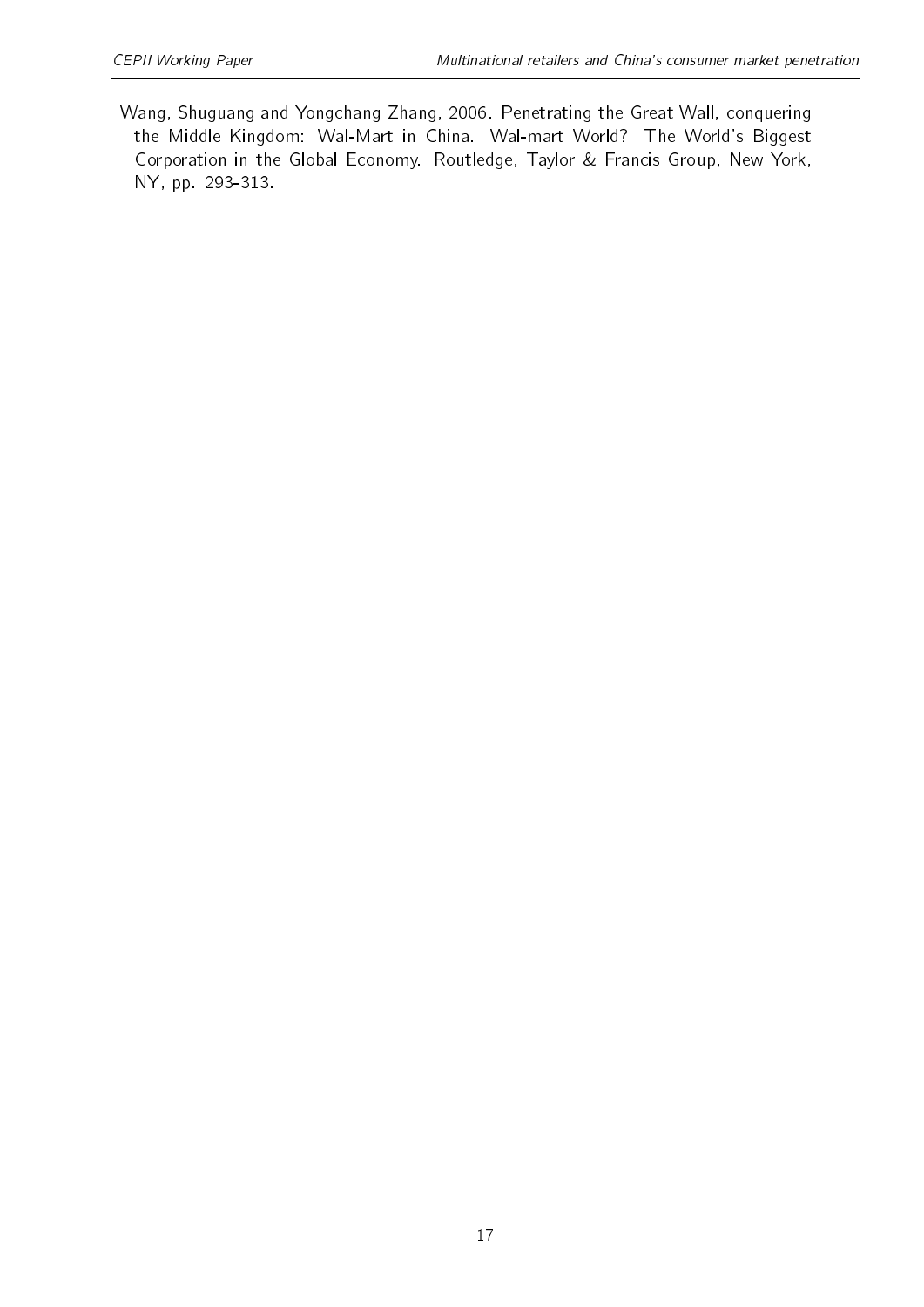Wang, Shuguang and Yongchang Zhang, 2006. Penetrating the Great Wall, conquering the Middle Kingdom: Wal-Mart in China. Wal-mart World? The World's Biggest Corporation in the Global Economy. Routledge, Taylor & Francis Group, New York, NY, pp. 293-313.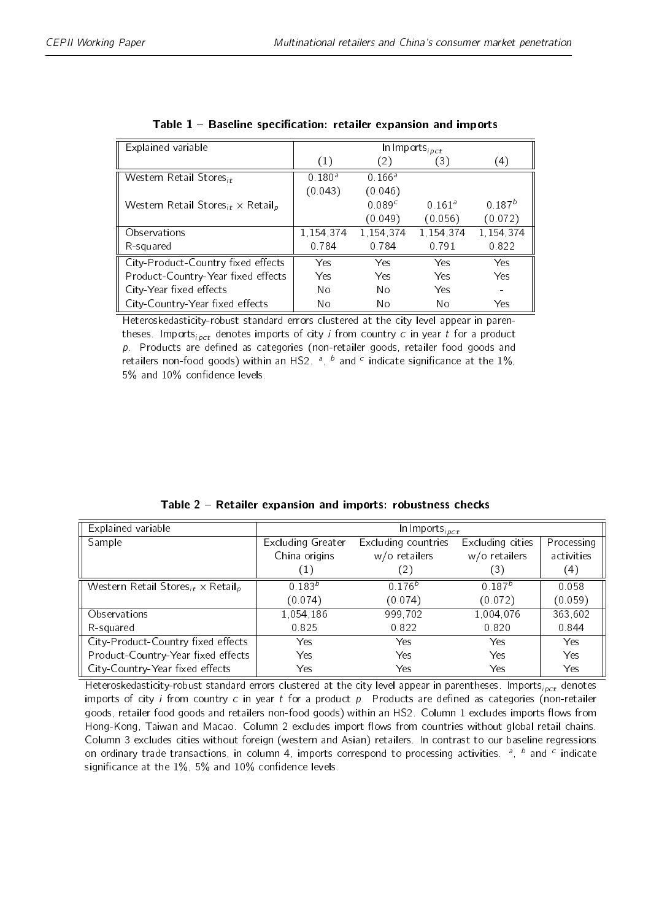**Table 1 – Baseline specification: retailer expansion and imports**

| Explained variable | ln Imports$_{ipct}$ | | | |
|---|---|---|---|---|
| | (1) | (2) | (3) | (4) |
| Western Retail Stores$_{it}$ | 0.180[a] | 0.166[a] | | |
| | (0.043) | (0.046) | | |
| Western Retail Stores$_{it}$ × Retail$_p$ | | 0.089[c] | 0.161[a] | 0.187[b] |
| | | (0.049) | (0.056) | (0.072) |
| Observations | 1,154,374 | 1,154,374 | 1,154,374 | 1,154,374 |
| R-squared | 0.784 | 0.784 | 0.791 | 0.822 |
| City-Product-Country fixed effects | Yes | Yes | Yes | Yes |
| Product-Country-Year fixed effects | Yes | Yes | Yes | Yes |
| City-Year fixed effects | No | No | Yes | - |
| City-Country-Year fixed effects | No | No | No | Yes |

Heteroskedasticity-robust standard errors clustered at the city level appear in parentheses. Imports$_{ipct}$ denotes imports of city $i$ from country $c$ in year $t$ for a product $p$. Products are defined as categories (non-retailer goods, retailer food goods and retailers non-food goods) within an HS2. [a], [b] and [c] indicate significance at the 1%, 5% and 10% confidence levels.

**Table 2 – Retailer expansion and imports: robustness checks**

| Explained variable | ln Imports$_{ipct}$ | | | |
|---|---|---|---|---|
| Sample | Excluding Greater China origins | Excluding countries w/o retailers | Excluding cities w/o retailers | Processing activities |
| | (1) | (2) | (3) | (4) |
| Western Retail Stores$_{it}$ × Retail$_p$ | 0.183[b] | 0.176[b] | 0.187[b] | 0.058 |
| | (0.074) | (0.074) | (0.072) | (0.059) |
| Observations | 1,054,186 | 999,702 | 1,004,076 | 363,602 |
| R-squared | 0.825 | 0.822 | 0.820 | 0.844 |
| City-Product-Country fixed effects | Yes | Yes | Yes | Yes |
| Product-Country-Year fixed effects | Yes | Yes | Yes | Yes |
| City-Country-Year fixed effects | Yes | Yes | Yes | Yes |

Heteroskedasticity-robust standard errors clustered at the city level appear in parentheses. Imports$_{ipct}$ denotes imports of city $i$ from country $c$ in year $t$ for a product $p$. Products are defined as categories (non-retailer goods, retailer food goods and retailers non-food goods) within an HS2. Column 1 excludes imports flows from Hong-Kong, Taiwan and Macao. Column 2 excludes import flows from countries without global retail chains. Column 3 excludes cities without foreign (western and Asian) retailers. In contrast to our baseline regressions on ordinary trade transactions, in column 4, imports correspond to processing activities. [a], [b] and [c] indicate significance at the 1%, 5% and 10% confidence levels.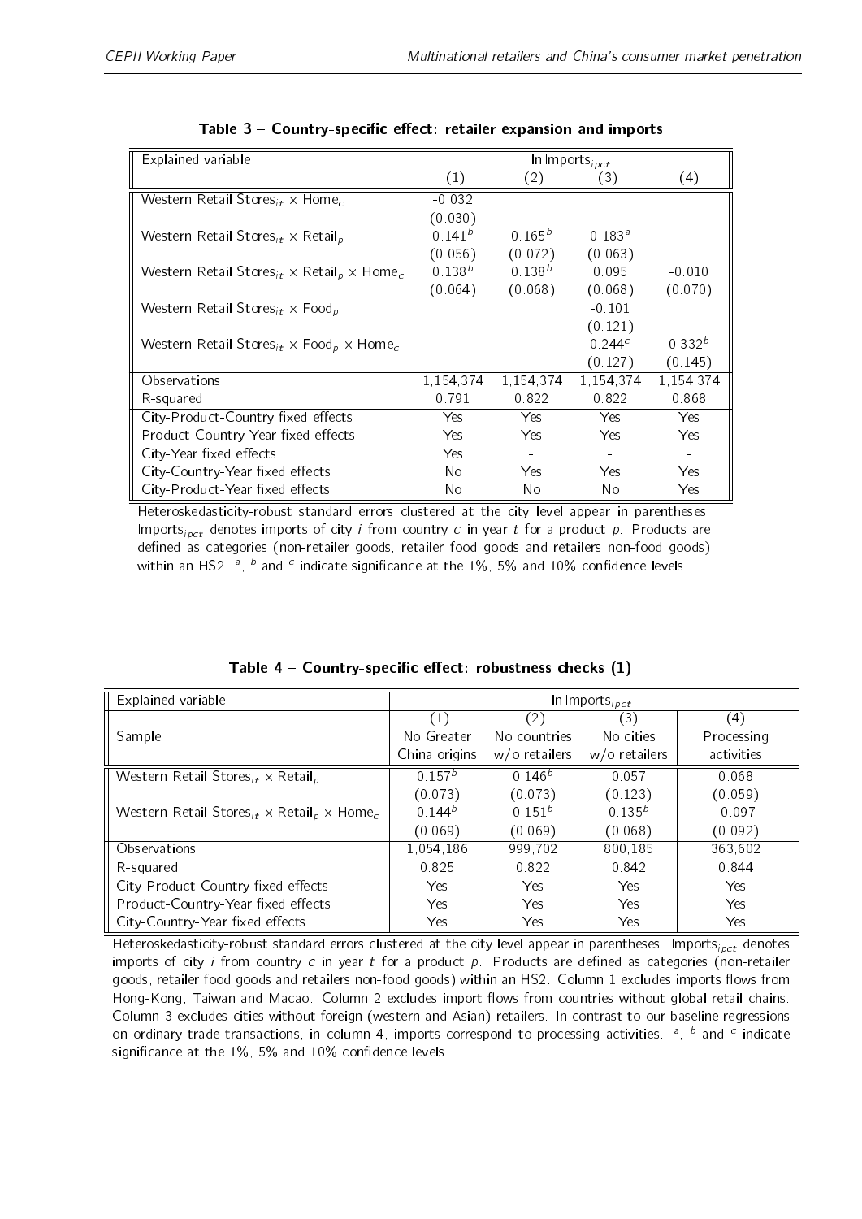**Table 3 – Country-specific effect: retailer expansion and imports**

| Explained variable | ln Imports$_{ipct}$ | | | |
|---|---|---|---|---|
| | (1) | (2) | (3) | (4) |
| Western Retail Stores$_{it}$ × Home$_c$ | -0.032 | | | |
| | (0.030) | | | |
| Western Retail Stores$_{it}$ × Retail$_p$ | 0.141[b] | 0.165[b] | 0.183[a] | |
| | (0.056) | (0.072) | (0.063) | |
| Western Retail Stores$_{it}$ × Retail$_p$ × Home$_c$ | 0.138[b] | 0.138[b] | 0.095 | -0.010 |
| | (0.064) | (0.068) | (0.068) | (0.070) |
| Western Retail Stores$_{it}$ × Food$_p$ | | | -0.101 | |
| | | | (0.121) | |
| Western Retail Stores$_{it}$ × Food$_p$ × Home$_c$ | | | 0.244[c] | 0.332[b] |
| | | | (0.127) | (0.145) |
| Observations | 1,154,374 | 1,154,374 | 1,154,374 | 1,154,374 |
| R-squared | 0.791 | 0.822 | 0.822 | 0.868 |
| City-Product-Country fixed effects | Yes | Yes | Yes | Yes |
| Product-Country-Year fixed effects | Yes | Yes | Yes | Yes |
| City-Year fixed effects | Yes | - | - | - |
| City-Country-Year fixed effects | No | Yes | Yes | Yes |
| City-Product-Year fixed effects | No | No | No | Yes |

Heteroskedasticity-robust standard errors clustered at the city level appear in parentheses. Imports$_{ipct}$ denotes imports of city $i$ from country $c$ in year $t$ for a product $p$. Products are defined as categories (non-retailer goods, retailer food goods and retailers non-food goods) within an HS2. [a], [b] and [c] indicate significance at the 1%, 5% and 10% confidence levels.

**Table 4 – Country-specific effect: robustness checks (1)**

| Explained variable | ln Imports$_{ipct}$ | | | |
|---|---|---|---|---|
| | (1) | (2) | (3) | (4) |
| Sample | No Greater China origins | No countries w/o retailers | No cities w/o retailers | Processing activities |
| Western Retail Stores$_{it}$ × Retail$_p$ | 0.157[b] | 0.146[b] | 0.057 | 0.068 |
| | (0.073) | (0.073) | (0.123) | (0.059) |
| Western Retail Stores$_{it}$ × Retail$_p$ × Home$_c$ | 0.144[b] | 0.151[b] | 0.135[b] | -0.097 |
| | (0.069) | (0.069) | (0.068) | (0.092) |
| Observations | 1,054,186 | 999,702 | 800,185 | 363,602 |
| R-squared | 0.825 | 0.822 | 0.842 | 0.844 |
| City-Product-Country fixed effects | Yes | Yes | Yes | Yes |
| Product-Country-Year fixed effects | Yes | Yes | Yes | Yes |
| City-Country-Year fixed effects | Yes | Yes | Yes | Yes |

Heteroskedasticity-robust standard errors clustered at the city level appear in parentheses. Imports$_{ipct}$ denotes imports of city $i$ from country $c$ in year $t$ for a product $p$. Products are defined as categories (non-retailer goods, retailer food goods and retailers non-food goods) within an HS2. Column 1 excludes imports flows from Hong-Kong, Taiwan and Macao. Column 2 excludes import flows from countries without global retail chains. Column 3 excludes cities without foreign (western and Asian) retailers. In contrast to our baseline regressions on ordinary trade transactions, in column 4, imports correspond to processing activities. [a], [b] and [c] indicate significance at the 1%, 5% and 10% confidence levels.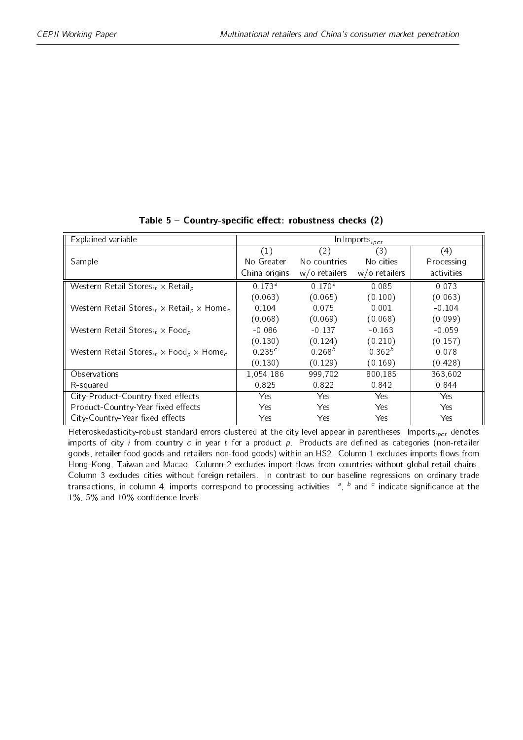**Table 5 – Country-specific effect: robustness checks (2)**

| Explained variable | In Imports$_{ipct}$ | | | |
|---|---|---|---|---|
| | (1) | (2) | (3) | (4) |
| Sample | No Greater China origins | No countries w/o retailers | No cities w/o retailers | Processing activities |
| Western Retail Stores$_{it}$ × Retail$_p$ | 0.173$^a$ | 0.170$^a$ | 0.085 | 0.073 |
| | (0.063) | (0.065) | (0.100) | (0.063) |
| Western Retail Stores$_{it}$ × Retail$_p$ × Home$_c$ | 0.104 | 0.075 | 0.001 | -0.104 |
| | (0.068) | (0.069) | (0.068) | (0.099) |
| Western Retail Stores$_{it}$ × Food$_p$ | -0.086 | -0.137 | -0.163 | -0.059 |
| | (0.130) | (0.124) | (0.210) | (0.157) |
| Western Retail Stores$_{it}$ × Food$_p$ × Home$_c$ | 0.235$^c$ | 0.268$^b$ | 0.362$^b$ | 0.078 |
| | (0.130) | (0.129) | (0.169) | (0.428) |
| Observations | 1,054,186 | 999,702 | 800,185 | 363,602 |
| R-squared | 0.825 | 0.822 | 0.842 | 0.844 |
| City-Product-Country fixed effects | Yes | Yes | Yes | Yes |
| Product-Country-Year fixed effects | Yes | Yes | Yes | Yes |
| City-Country-Year fixed effects | Yes | Yes | Yes | Yes |

Heteroskedasticity-robust standard errors clustered at the city level appear in parentheses. Imports$_{ipct}$ denotes imports of city $i$ from country $c$ in year $t$ for a product $p$. Products are defined as categories (non-retailer goods, retailer food goods and retailers non-food goods) within an HS2. Column 1 excludes imports flows from Hong-Kong, Taiwan and Macao. Column 2 excludes import flows from countries without global retail chains. Column 3 excludes cities without foreign retailers. In contrast to our baseline regressions on ordinary trade transactions, in column 4, imports correspond to processing activities. $^a$, $^b$ and $^c$ indicate significance at the 1%, 5% and 10% confidence levels.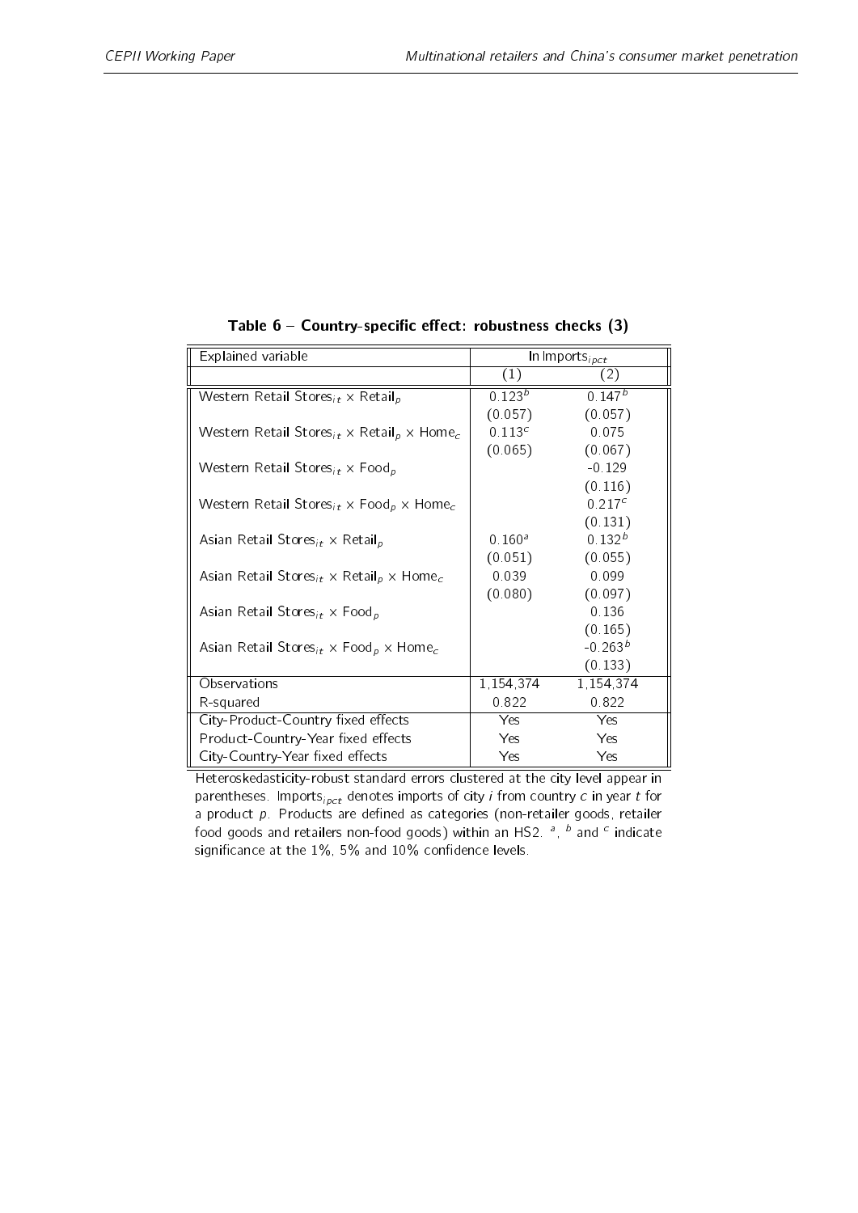**Table 6 – Country-specific effect: robustness checks (3)**

| Explained variable | ln Imports$_{ipct}$ | |
|---|---|---|
| | (1) | (2) |
| Western Retail Stores$_{it}$ × Retail$_p$ | 0.123$^b$ | 0.147$^b$ |
| | (0.057) | (0.057) |
| Western Retail Stores$_{it}$ × Retail$_p$ × Home$_c$ | 0.113$^c$ | 0.075 |
| | (0.065) | (0.067) |
| Western Retail Stores$_{it}$ × Food$_p$ | | -0.129 |
| | | (0.116) |
| Western Retail Stores$_{it}$ × Food$_p$ × Home$_c$ | | 0.217$^c$ |
| | | (0.131) |
| Asian Retail Stores$_{it}$ × Retail$_p$ | 0.160$^a$ | 0.132$^b$ |
| | (0.051) | (0.055) |
| Asian Retail Stores$_{it}$ × Retail$_p$ × Home$_c$ | 0.039 | 0.099 |
| | (0.080) | (0.097) |
| Asian Retail Stores$_{it}$ × Food$_p$ | | 0.136 |
| | | (0.165) |
| Asian Retail Stores$_{it}$ × Food$_p$ × Home$_c$ | | -0.263$^b$ |
| | | (0.133) |
| Observations | 1,154,374 | 1,154,374 |
| R-squared | 0.822 | 0.822 |
| City-Product-Country fixed effects | Yes | Yes |
| Product-Country-Year fixed effects | Yes | Yes |
| City-Country-Year fixed effects | Yes | Yes |

Heteroskedasticity-robust standard errors clustered at the city level appear in parentheses. Imports$_{ipct}$ denotes imports of city $i$ from country $c$ in year $t$ for a product $p$. Products are defined as categories (non-retailer goods, retailer food goods and retailers non-food goods) within an HS2. [a], [b] and [c] indicate significance at the 1%, 5% and 10% confidence levels.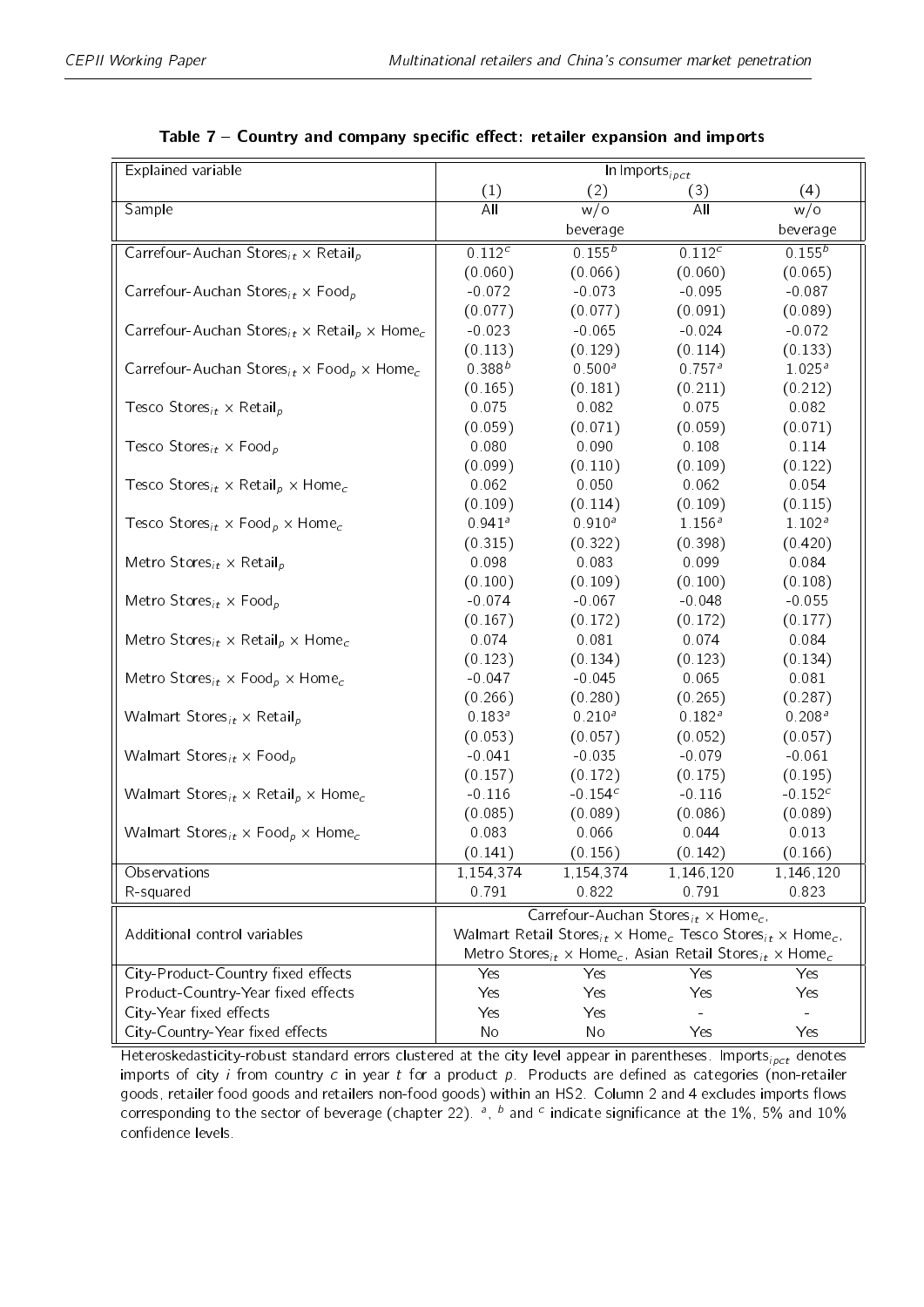**Table 7 – Country and company specific effect: retailer expansion and imports**

| Explained variable | ln Imports$_{ipct}$ | | | |
|---|---|---|---|---|
| | (1) | (2) | (3) | (4) |
| Sample | All | w/o beverage | All | w/o beverage |
| Carrefour-Auchan Stores$_{it}$ × Retail$_p$ | 0.112$^c$ | 0.155$^b$ | 0.112$^c$ | 0.155$^b$ |
| | (0.060) | (0.066) | (0.060) | (0.065) |
| Carrefour-Auchan Stores$_{it}$ × Food$_p$ | -0.072 | -0.073 | -0.095 | -0.087 |
| | (0.077) | (0.077) | (0.091) | (0.089) |
| Carrefour-Auchan Stores$_{it}$ × Retail$_p$ × Home$_c$ | -0.023 | -0.065 | -0.024 | -0.072 |
| | (0.113) | (0.129) | (0.114) | (0.133) |
| Carrefour-Auchan Stores$_{it}$ × Food$_p$ × Home$_c$ | 0.388$^b$ | 0.500$^a$ | 0.757$^a$ | 1.025$^a$ |
| | (0.165) | (0.181) | (0.211) | (0.212) |
| Tesco Stores$_{it}$ × Retail$_p$ | 0.075 | 0.082 | 0.075 | 0.082 |
| | (0.059) | (0.071) | (0.059) | (0.071) |
| Tesco Stores$_{it}$ × Food$_p$ | 0.080 | 0.090 | 0.108 | 0.114 |
| | (0.099) | (0.110) | (0.109) | (0.122) |
| Tesco Stores$_{it}$ × Retail$_p$ × Home$_c$ | 0.062 | 0.050 | 0.062 | 0.054 |
| | (0.109) | (0.114) | (0.109) | (0.115) |
| Tesco Stores$_{it}$ × Food$_p$ × Home$_c$ | 0.941$^a$ | 0.910$^a$ | 1.156$^a$ | 1.102$^a$ |
| | (0.315) | (0.322) | (0.398) | (0.420) |
| Metro Stores$_{it}$ × Retail$_p$ | 0.098 | 0.083 | 0.099 | 0.084 |
| | (0.100) | (0.109) | (0.100) | (0.108) |
| Metro Stores$_{it}$ × Food$_p$ | -0.074 | -0.067 | -0.048 | -0.055 |
| | (0.167) | (0.172) | (0.172) | (0.177) |
| Metro Stores$_{it}$ × Retail$_p$ × Home$_c$ | 0.074 | 0.081 | 0.074 | 0.084 |
| | (0.123) | (0.134) | (0.123) | (0.134) |
| Metro Stores$_{it}$ × Food$_p$ × Home$_c$ | -0.047 | -0.045 | 0.065 | 0.081 |
| | (0.266) | (0.280) | (0.265) | (0.287) |
| Walmart Stores$_{it}$ × Retail$_p$ | 0.183$^a$ | 0.210$^a$ | 0.182$^a$ | 0.208$^a$ |
| | (0.053) | (0.057) | (0.052) | (0.057) |
| Walmart Stores$_{it}$ × Food$_p$ | -0.041 | -0.035 | -0.079 | -0.061 |
| | (0.157) | (0.172) | (0.175) | (0.195) |
| Walmart Stores$_{it}$ × Retail$_p$ × Home$_c$ | -0.116 | -0.154$^c$ | -0.116 | -0.152$^c$ |
| | (0.085) | (0.089) | (0.086) | (0.089) |
| Walmart Stores$_{it}$ × Food$_p$ × Home$_c$ | 0.083 | 0.066 | 0.044 | 0.013 |
| | (0.141) | (0.156) | (0.142) | (0.166) |
| Observations | 1,154,374 | 1,154,374 | 1,146,120 | 1,146,120 |
| R-squared | 0.791 | 0.822 | 0.791 | 0.823 |
| Additional control variables | Carrefour-Auchan Stores$_{it}$ × Home$_c$, Walmart Retail Stores$_{it}$ × Home$_c$ Tesco Stores$_{it}$ × Home$_c$, Metro Stores$_{it}$ × Home$_c$, Asian Retail Stores$_{it}$ × Home$_c$ | | | |
| City-Product-Country fixed effects | Yes | Yes | Yes | Yes |
| Product-Country-Year fixed effects | Yes | Yes | Yes | Yes |
| City-Year fixed effects | Yes | Yes | - | - |
| City-Country-Year fixed effects | No | No | Yes | Yes |

Heteroskedasticity-robust standard errors clustered at the city level appear in parentheses. Imports$_{ipct}$ denotes imports of city $i$ from country $c$ in year $t$ for a product $p$. Products are defined as categories (non-retailer goods, retailer food goods and retailers non-food goods) within an HS2. Column 2 and 4 excludes imports flows corresponding to the sector of beverage (chapter 22). $^a$, $^b$ and $^c$ indicate significance at the 1%, 5% and 10% confidence levels.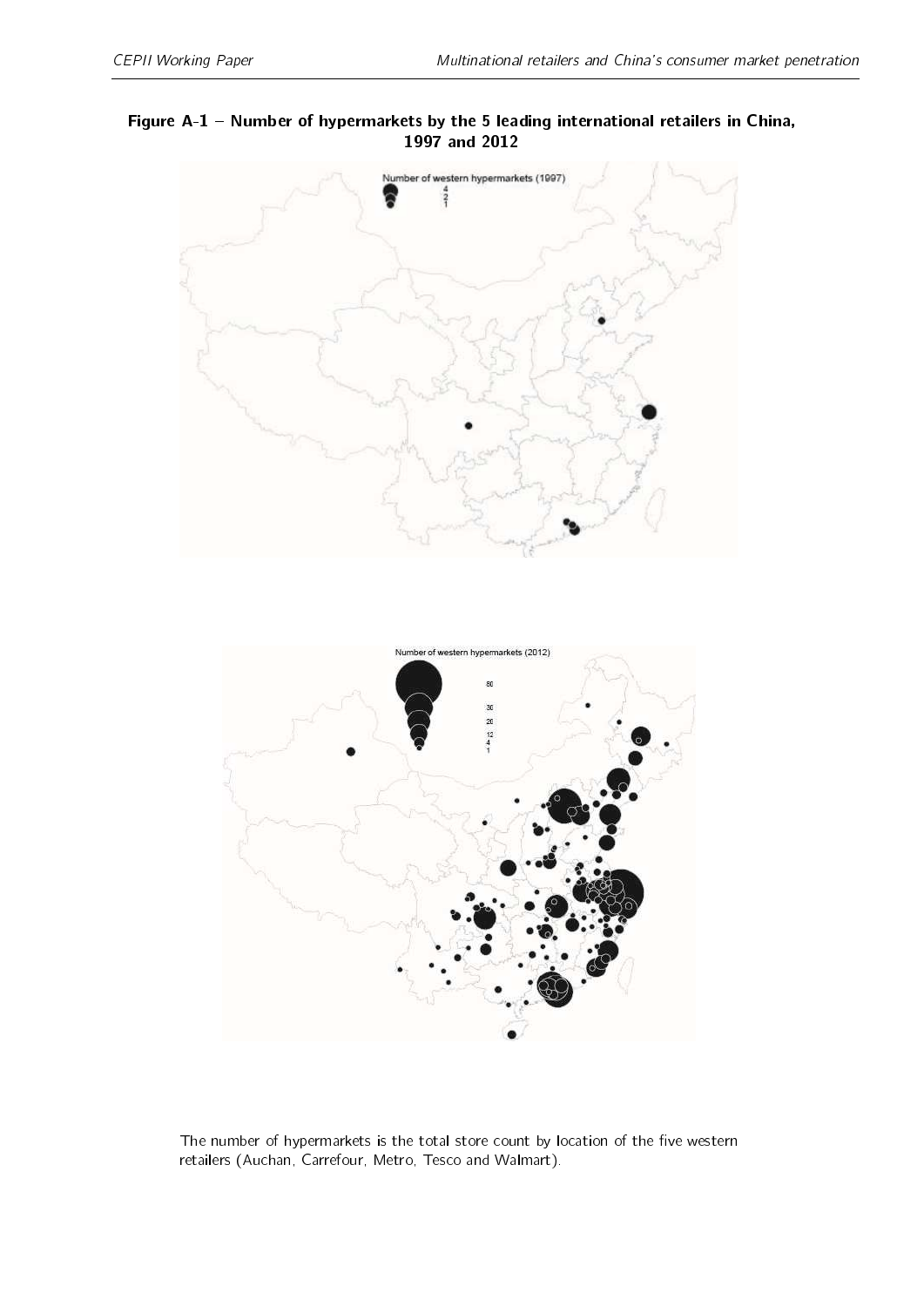**Figure A-1 – Number of hypermarkets by the 5 leading international retailers in China, 1997 and 2012**

The number of hypermarkets is the total store count by location of the five western retailers (Auchan, Carrefour, Metro, Tesco and Walmart).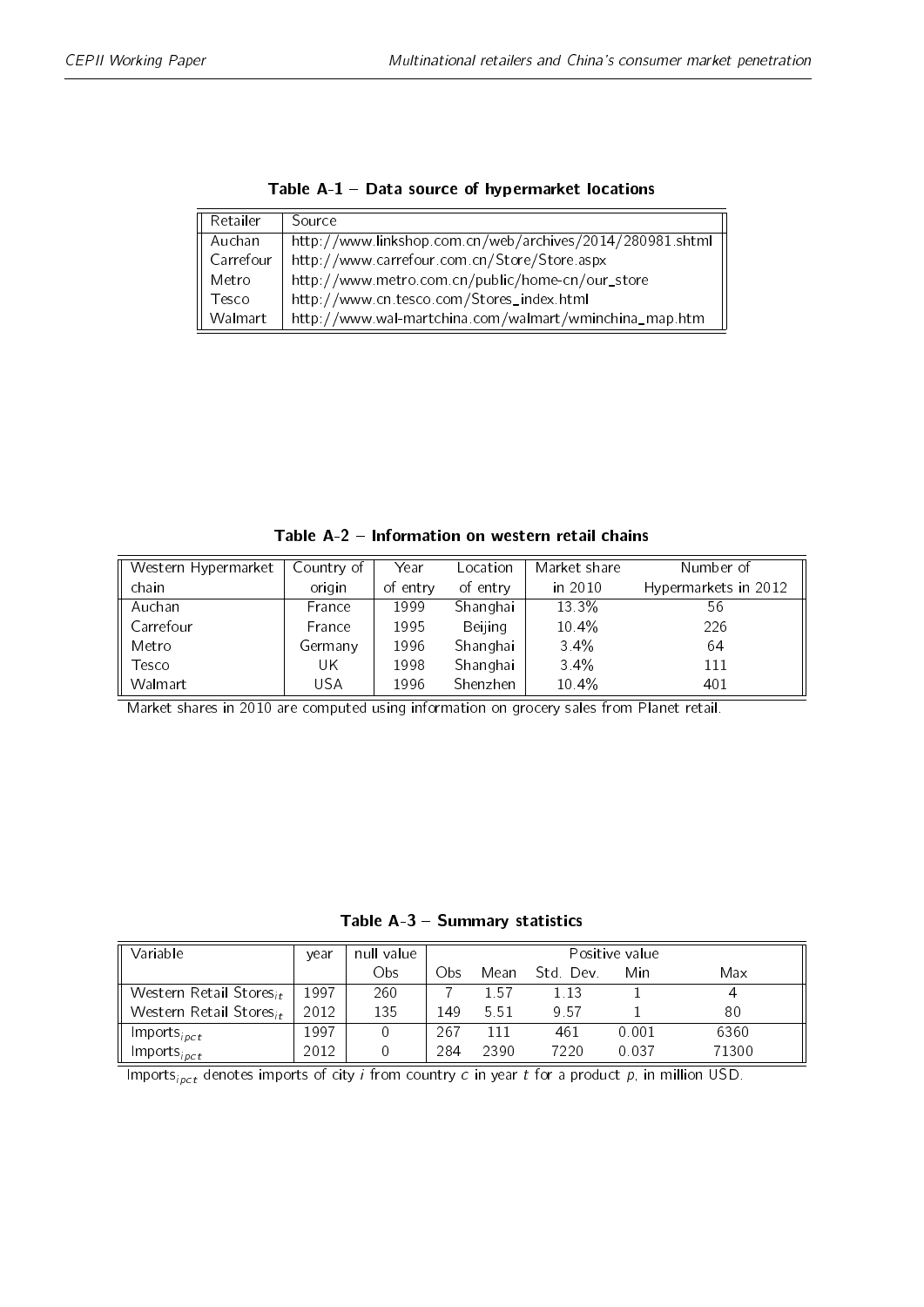**Table A-1 – Data source of hypermarket locations**

| Retailer | Source |
|---|---|
| Auchan | http://www.linkshop.com.cn/web/archives/2014/280981.shtml |
| Carrefour | http://www.carrefour.com.cn/Store/Store.aspx |
| Metro | http://www.metro.com.cn/public/home-cn/our_store |
| Tesco | http://www.cn.tesco.com/Stores_index.html |
| Walmart | http://www.wal-martchina.com/walmart/wminchina_map.htm |

**Table A-2 – Information on western retail chains**

| Western Hypermarket chain | Country of origin | Year of entry | Location of entry | Market share in 2010 | Number of Hypermarkets in 2012 |
|---|---|---|---|---|---|
| Auchan | France | 1999 | Shanghai | 13.3% | 56 |
| Carrefour | France | 1995 | Beijing | 10.4% | 226 |
| Metro | Germany | 1996 | Shanghai | 3.4% | 64 |
| Tesco | UK | 1998 | Shanghai | 3.4% | 111 |
| Walmart | USA | 1996 | Shenzhen | 10.4% | 401 |

Market shares in 2010 are computed using information on grocery sales from Planet retail.

**Table A-3 – Summary statistics**

| Variable | year | null value | Positive value | | | | |
|---|---|---|---|---|---|---|---|
| | | Obs | Obs | Mean | Std. Dev. | Min | Max |
| Western Retail Stores$_{it}$ | 1997 | 260 | 7 | 1.57 | 1.13 | 1 | 4 |
| Western Retail Stores$_{it}$ | 2012 | 135 | 149 | 5.51 | 9.57 | 1 | 80 |
| Imports$_{ipct}$ | 1997 | 0 | 267 | 111 | 461 | 0.001 | 6360 |
| Imports$_{ipct}$ | 2012 | 0 | 284 | 2390 | 7220 | 0.037 | 71300 |

Imports$_{ipct}$ denotes imports of city $i$ from country $c$ in year $t$ for a product $p$, in million USD.